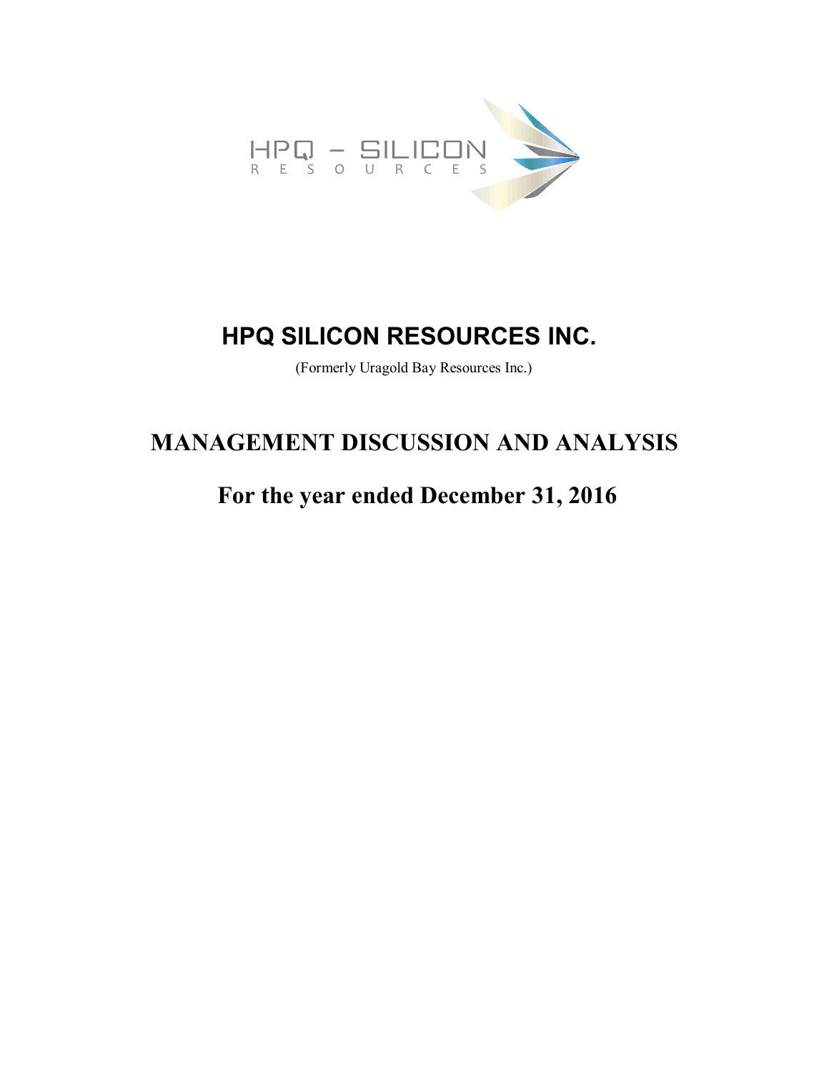# HPQ SILICON RESOURCES INC.

(Formerly Uragold Bay Resources Inc.)

# MANAGEMENT DISCUSSION AND ANALYSIS

## For the year ended December 31, 2016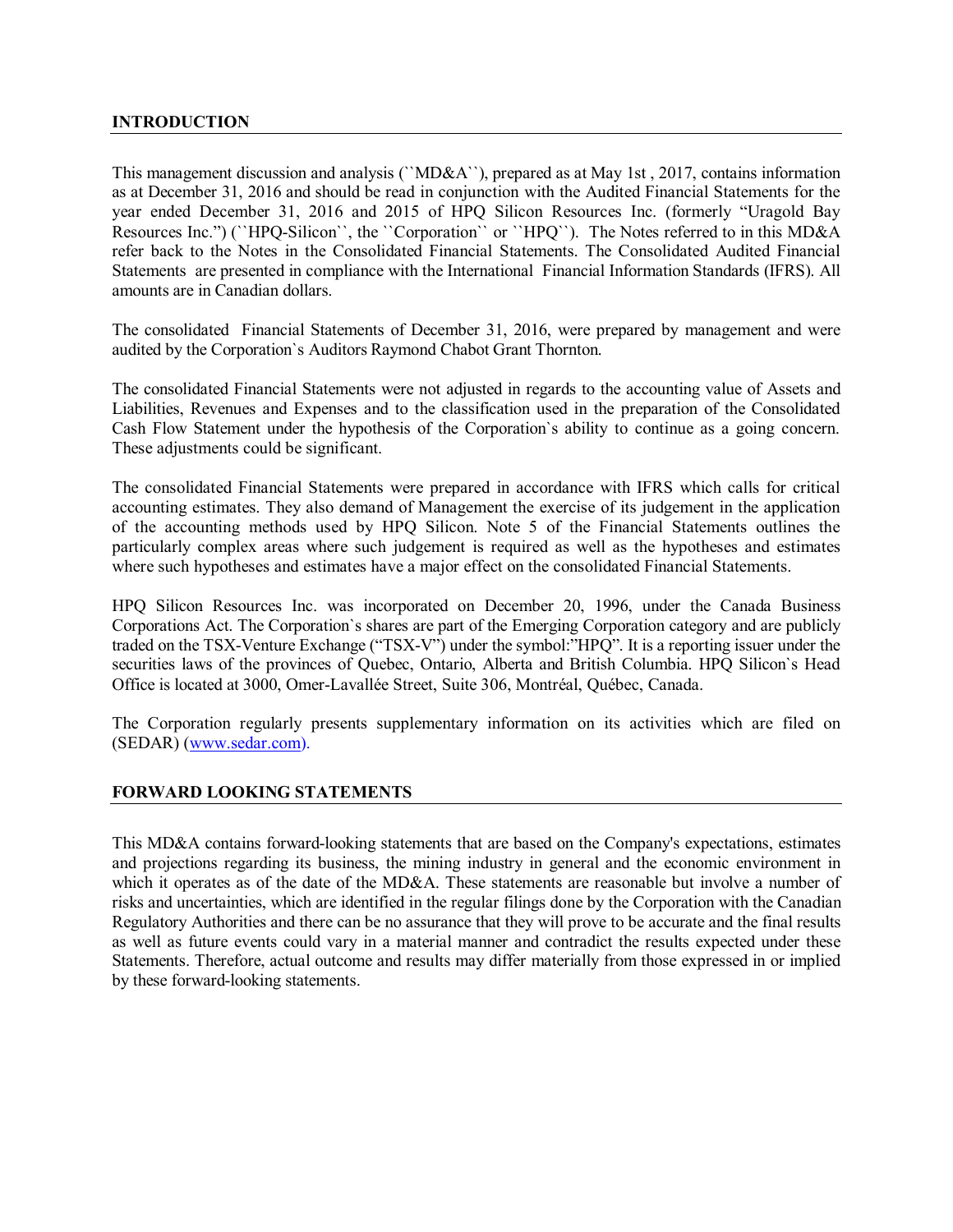## INTRODUCTION

This management discussion and analysis (``MD&A``), prepared as at May 1st , 2017, contains information as at December 31, 2016 and should be read in conjunction with the Audited Financial Statements for the year ended December 31, 2016 and 2015 of HPQ Silicon Resources Inc. (formerly "Uragold Bay Resources Inc.") (``HPQ-Silicon``, the ``Corporation`` or ``HPQ``). The Notes referred to in this MD&A refer back to the Notes in the Consolidated Financial Statements. The Consolidated Audited Financial Statements are presented in compliance with the International Financial Information Standards (IFRS). All amounts are in Canadian dollars.

The consolidated Financial Statements of December 31, 2016, were prepared by management and were audited by the Corporation`s Auditors Raymond Chabot Grant Thornton.

The consolidated Financial Statements were not adjusted in regards to the accounting value of Assets and Liabilities, Revenues and Expenses and to the classification used in the preparation of the Consolidated Cash Flow Statement under the hypothesis of the Corporation`s ability to continue as a going concern. These adjustments could be significant.

The consolidated Financial Statements were prepared in accordance with IFRS which calls for critical accounting estimates. They also demand of Management the exercise of its judgement in the application of the accounting methods used by HPQ Silicon. Note 5 of the Financial Statements outlines the particularly complex areas where such judgement is required as well as the hypotheses and estimates where such hypotheses and estimates have a major effect on the consolidated Financial Statements.

HPQ Silicon Resources Inc. was incorporated on December 20, 1996, under the Canada Business Corporations Act. The Corporation`s shares are part of the Emerging Corporation category and are publicly traded on the TSX-Venture Exchange ("TSX-V") under the symbol:"HPQ". It is a reporting issuer under the securities laws of the provinces of Quebec, Ontario, Alberta and British Columbia. HPQ Silicon`s Head Office is located at 3000, Omer-Lavallée Street, Suite 306, Montréal, Québec, Canada.

The Corporation regularly presents supplementary information on its activities which are filed on (SEDAR) (www.sedar.com).

## FORWARD LOOKING STATEMENTS

This MD&A contains forward-looking statements that are based on the Company's expectations, estimates and projections regarding its business, the mining industry in general and the economic environment in which it operates as of the date of the MD&A. These statements are reasonable but involve a number of risks and uncertainties, which are identified in the regular filings done by the Corporation with the Canadian Regulatory Authorities and there can be no assurance that they will prove to be accurate and the final results as well as future events could vary in a material manner and contradict the results expected under these Statements. Therefore, actual outcome and results may differ materially from those expressed in or implied by these forward-looking statements.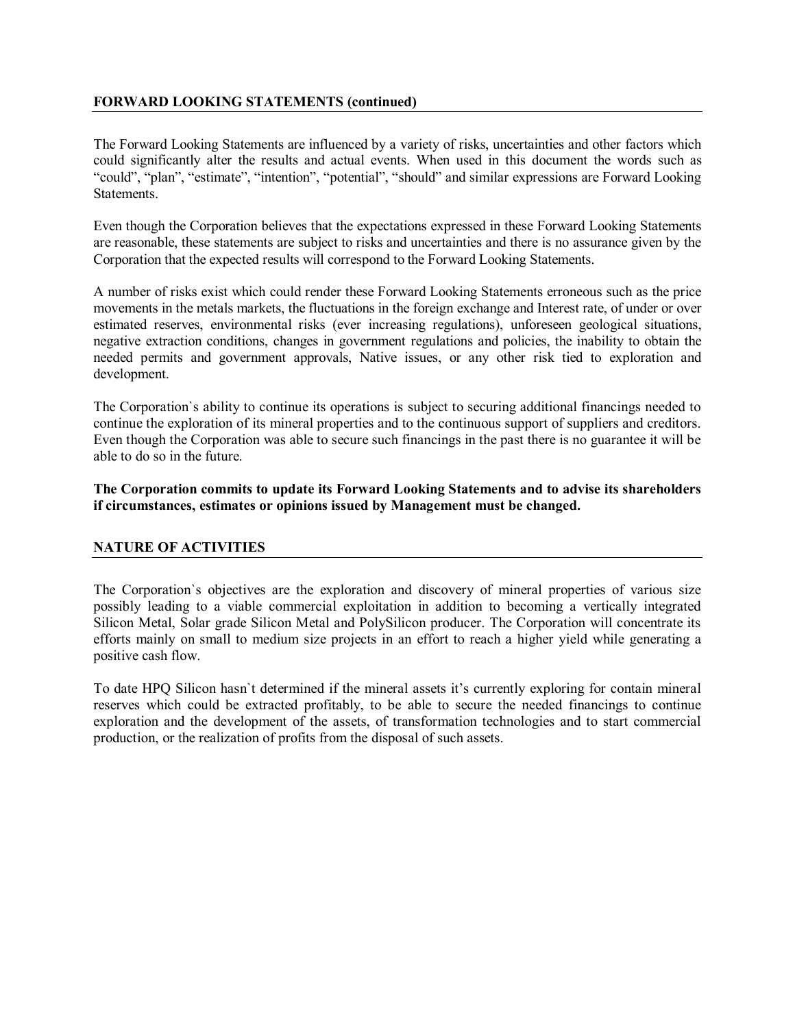## FORWARD LOOKING STATEMENTS (continued)

The Forward Looking Statements are influenced by a variety of risks, uncertainties and other factors which could significantly alter the results and actual events. When used in this document the words such as “could”, “plan”, “estimate”, “intention”, “potential”, “should” and similar expressions are Forward Looking Statements.

Even though the Corporation believes that the expectations expressed in these Forward Looking Statements are reasonable, these statements are subject to risks and uncertainties and there is no assurance given by the Corporation that the expected results will correspond to the Forward Looking Statements.

A number of risks exist which could render these Forward Looking Statements erroneous such as the price movements in the metals markets, the fluctuations in the foreign exchange and Interest rate, of under or over estimated reserves, environmental risks (ever increasing regulations), unforeseen geological situations, negative extraction conditions, changes in government regulations and policies, the inability to obtain the needed permits and government approvals, Native issues, or any other risk tied to exploration and development.

The Corporation`s ability to continue its operations is subject to securing additional financings needed to continue the exploration of its mineral properties and to the continuous support of suppliers and creditors. Even though the Corporation was able to secure such financings in the past there is no guarantee it will be able to do so in the future.

**The Corporation commits to update its Forward Looking Statements and to advise its shareholders if circumstances, estimates or opinions issued by Management must be changed.**

## NATURE OF ACTIVITIES

The Corporation`s objectives are the exploration and discovery of mineral properties of various size possibly leading to a viable commercial exploitation in addition to becoming a vertically integrated Silicon Metal, Solar grade Silicon Metal and PolySilicon producer. The Corporation will concentrate its efforts mainly on small to medium size projects in an effort to reach a higher yield while generating a positive cash flow.

To date HPQ Silicon hasn`t determined if the mineral assets it’s currently exploring for contain mineral reserves which could be extracted profitably, to be able to secure the needed financings to continue exploration and the development of the assets, of transformation technologies and to start commercial production, or the realization of profits from the disposal of such assets.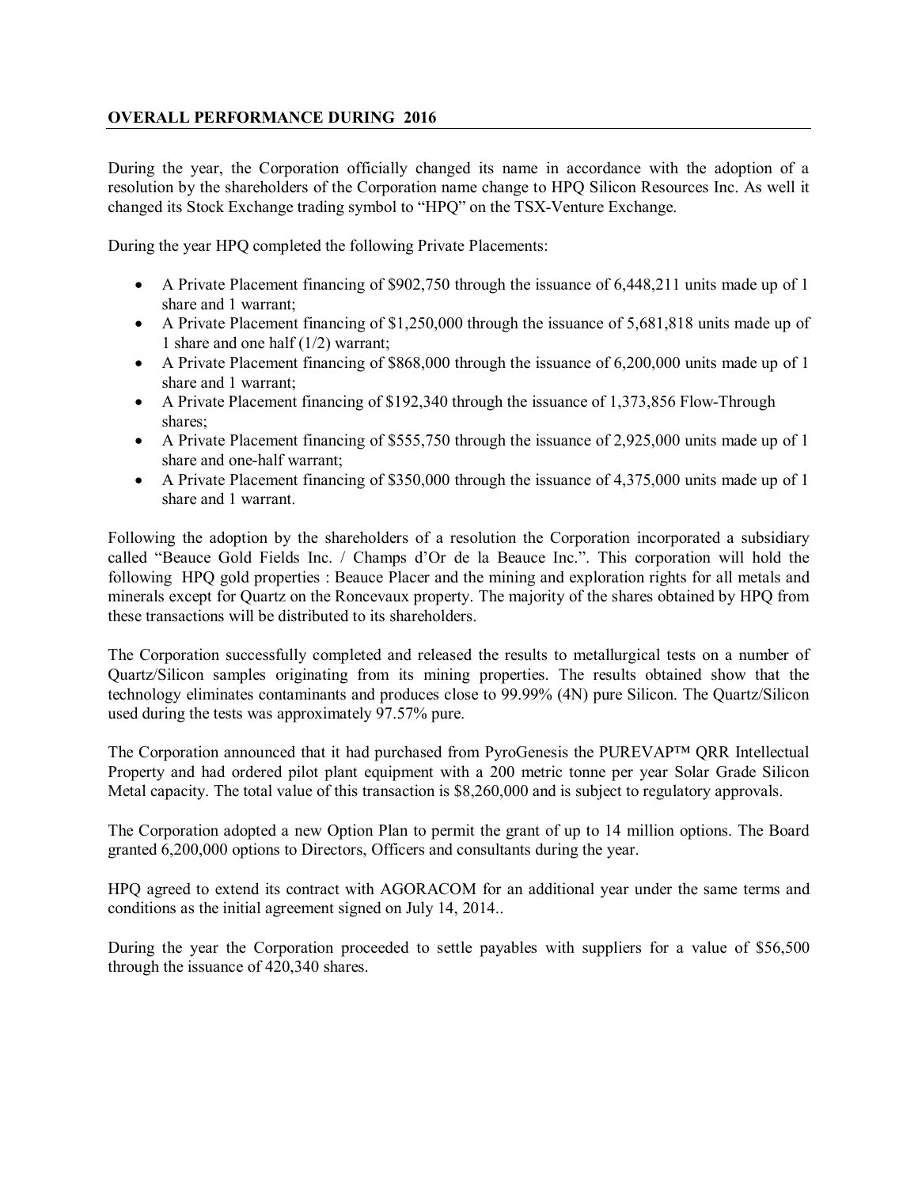## OVERALL PERFORMANCE DURING 2016

During the year, the Corporation officially changed its name in accordance with the adoption of a resolution by the shareholders of the Corporation name change to HPQ Silicon Resources Inc. As well it changed its Stock Exchange trading symbol to "HPQ" on the TSX-Venture Exchange.

During the year HPQ completed the following Private Placements:

- A Private Placement financing of $902,750 through the issuance of 6,448,211 units made up of 1 share and 1 warrant;
- A Private Placement financing of $1,250,000 through the issuance of 5,681,818 units made up of 1 share and one half (1/2) warrant;
- A Private Placement financing of $868,000 through the issuance of 6,200,000 units made up of 1 share and 1 warrant;
- A Private Placement financing of $192,340 through the issuance of 1,373,856 Flow-Through shares;
- A Private Placement financing of $555,750 through the issuance of 2,925,000 units made up of 1 share and one-half warrant;
- A Private Placement financing of $350,000 through the issuance of 4,375,000 units made up of 1 share and 1 warrant.

Following the adoption by the shareholders of a resolution the Corporation incorporated a subsidiary called "Beauce Gold Fields Inc. / Champs d'Or de la Beauce Inc.". This corporation will hold the following HPQ gold properties : Beauce Placer and the mining and exploration rights for all metals and minerals except for Quartz on the Roncevaux property. The majority of the shares obtained by HPQ from these transactions will be distributed to its shareholders.

The Corporation successfully completed and released the results to metallurgical tests on a number of Quartz/Silicon samples originating from its mining properties. The results obtained show that the technology eliminates contaminants and produces close to 99.99% (4N) pure Silicon. The Quartz/Silicon used during the tests was approximately 97.57% pure.

The Corporation announced that it had purchased from PyroGenesis the PUREVAP™ QRR Intellectual Property and had ordered pilot plant equipment with a 200 metric tonne per year Solar Grade Silicon Metal capacity. The total value of this transaction is $8,260,000 and is subject to regulatory approvals.

The Corporation adopted a new Option Plan to permit the grant of up to 14 million options. The Board granted 6,200,000 options to Directors, Officers and consultants during the year.

HPQ agreed to extend its contract with AGORACOM for an additional year under the same terms and conditions as the initial agreement signed on July 14, 2014..

During the year the Corporation proceeded to settle payables with suppliers for a value of $56,500 through the issuance of 420,340 shares.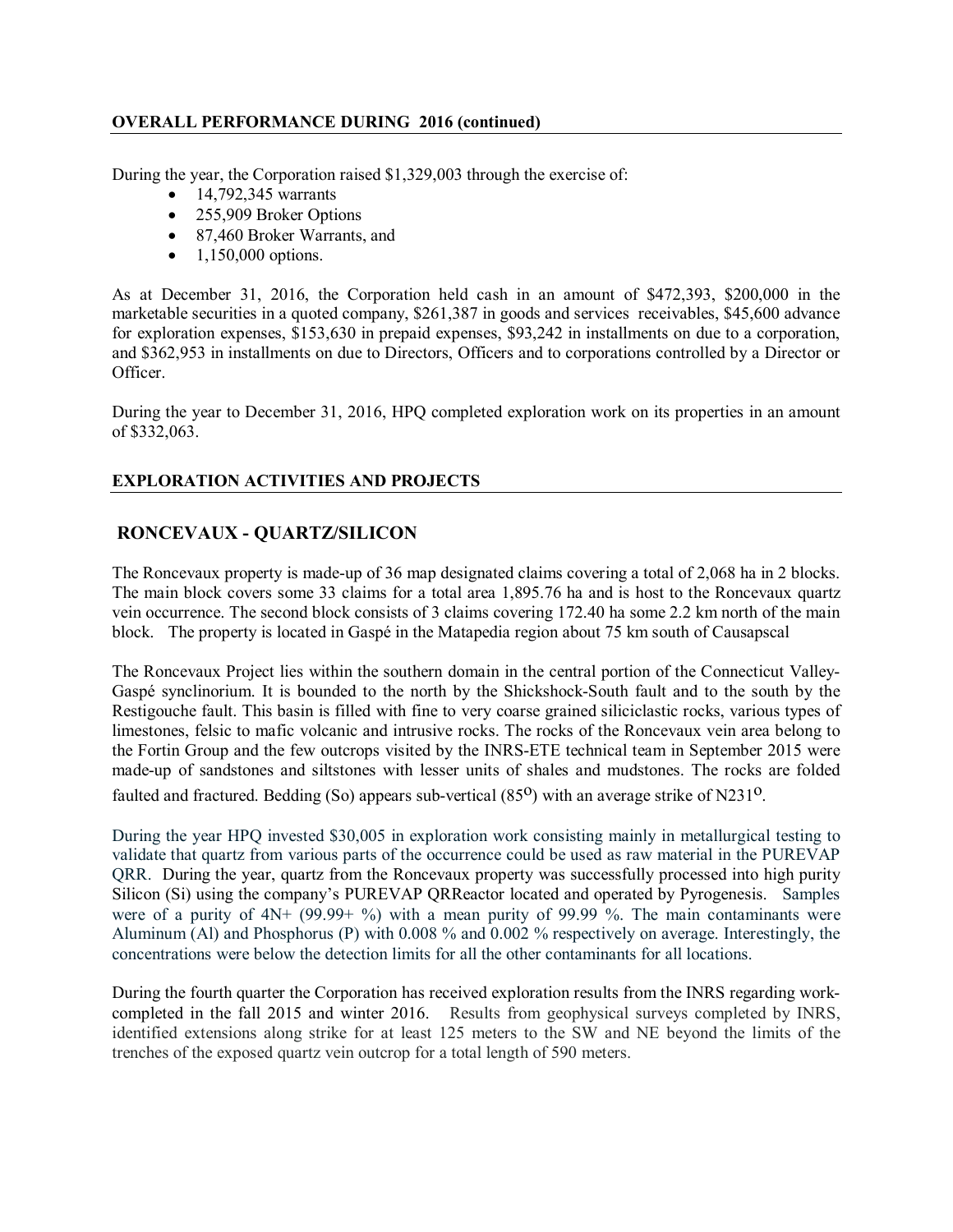**OVERALL PERFORMANCE DURING 2016 (continued)**

During the year, the Corporation raised $1,329,003 through the exercise of:

- 14,792,345 warrants
- 255,909 Broker Options
- 87,460 Broker Warrants, and
- 1,150,000 options.

As at December 31, 2016, the Corporation held cash in an amount of $472,393, $200,000 in the marketable securities in a quoted company, $261,387 in goods and services receivables, $45,600 advance for exploration expenses, $153,630 in prepaid expenses, $93,242 in installments on due to a corporation, and $362,953 in installments on due to Directors, Officers and to corporations controlled by a Director or Officer.

During the year to December 31, 2016, HPQ completed exploration work on its properties in an amount of $332,063.

**EXPLORATION ACTIVITIES AND PROJECTS**

## RONCEVAUX - QUARTZ/SILICON

The Roncevaux property is made-up of 36 map designated claims covering a total of 2,068 ha in 2 blocks. The main block covers some 33 claims for a total area 1,895.76 ha and is host to the Roncevaux quartz vein occurrence. The second block consists of 3 claims covering 172.40 ha some 2.2 km north of the main block. The property is located in Gaspé in the Matapedia region about 75 km south of Causapscal

The Roncevaux Project lies within the southern domain in the central portion of the Connecticut Valley-Gaspé synclinorium. It is bounded to the north by the Shickshock-South fault and to the south by the Restigouche fault. This basin is filled with fine to very coarse grained siliciclastic rocks, various types of limestones, felsic to mafic volcanic and intrusive rocks. The rocks of the Roncevaux vein area belong to the Fortin Group and the few outcrops visited by the INRS-ETE technical team in September 2015 were made-up of sandstones and siltstones with lesser units of shales and mudstones. The rocks are folded faulted and fractured. Bedding (So) appears sub-vertical (85$^{o}$) with an average strike of N231$^{o}$.

During the year HPQ invested $30,005 in exploration work consisting mainly in metallurgical testing to validate that quartz from various parts of the occurrence could be used as raw material in the PUREVAP QRR. During the year, quartz from the Roncevaux property was successfully processed into high purity Silicon (Si) using the company's PUREVAP QRReactor located and operated by Pyrogenesis. Samples were of a purity of 4N+ (99.99+ %) with a mean purity of 99.99 %. The main contaminants were Aluminum (Al) and Phosphorus (P) with 0.008 % and 0.002 % respectively on average. Interestingly, the concentrations were below the detection limits for all the other contaminants for all locations.

During the fourth quarter the Corporation has received exploration results from the INRS regarding work-completed in the fall 2015 and winter 2016. Results from geophysical surveys completed by INRS, identified extensions along strike for at least 125 meters to the SW and NE beyond the limits of the trenches of the exposed quartz vein outcrop for a total length of 590 meters.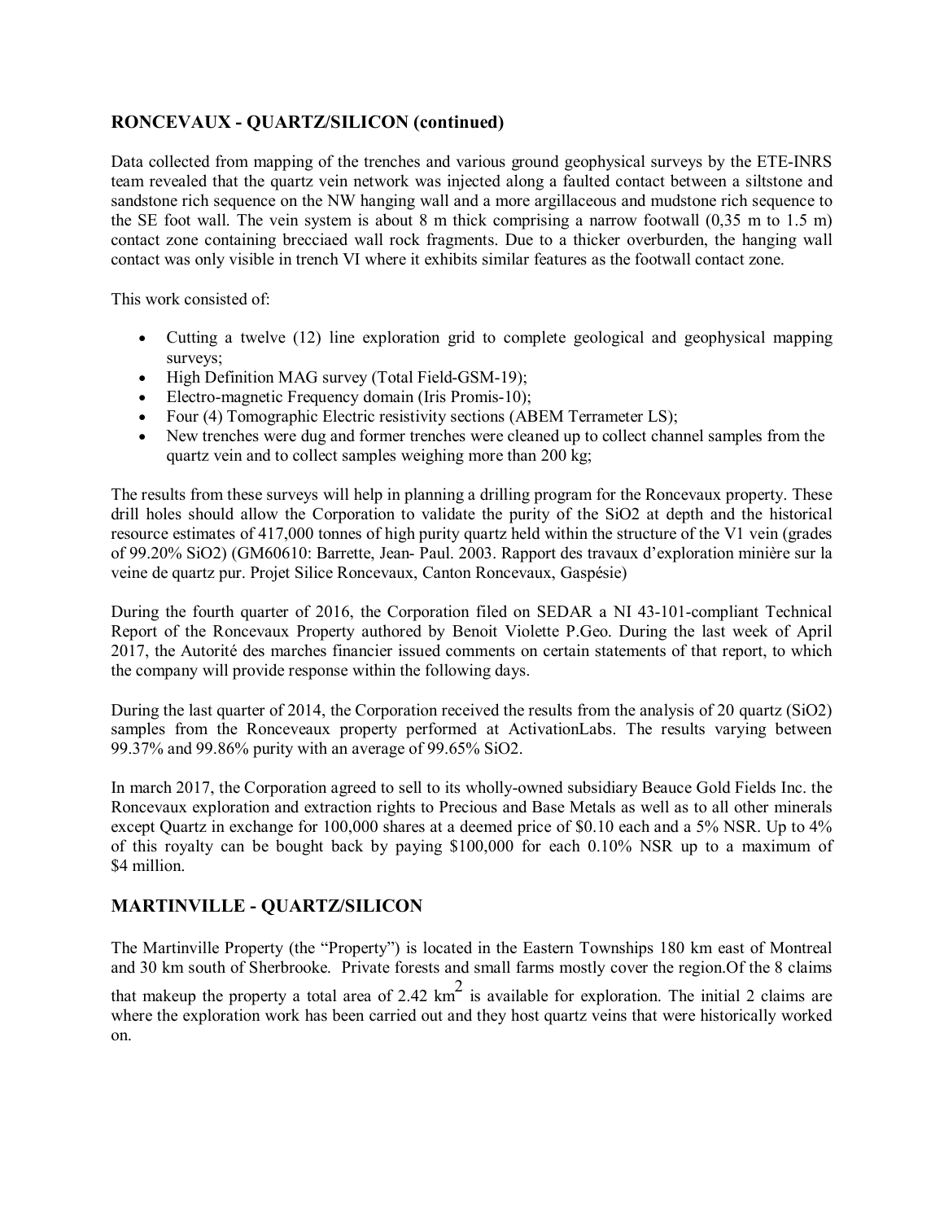## RONCEVAUX - QUARTZ/SILICON (continued)

Data collected from mapping of the trenches and various ground geophysical surveys by the ETE-INRS team revealed that the quartz vein network was injected along a faulted contact between a siltstone and sandstone rich sequence on the NW hanging wall and a more argillaceous and mudstone rich sequence to the SE foot wall. The vein system is about 8 m thick comprising a narrow footwall (0,35 m to 1.5 m) contact zone containing brecciaed wall rock fragments. Due to a thicker overburden, the hanging wall contact was only visible in trench VI where it exhibits similar features as the footwall contact zone.

This work consisted of:

- Cutting a twelve (12) line exploration grid to complete geological and geophysical mapping surveys;
- High Definition MAG survey (Total Field-GSM-19);
- Electro-magnetic Frequency domain (Iris Promis-10);
- Four (4) Tomographic Electric resistivity sections (ABEM Terrameter LS);
- New trenches were dug and former trenches were cleaned up to collect channel samples from the quartz vein and to collect samples weighing more than 200 kg;

The results from these surveys will help in planning a drilling program for the Roncevaux property. These drill holes should allow the Corporation to validate the purity of the $SiO_2$ at depth and the historical resource estimates of 417,000 tonnes of high purity quartz held within the structure of the V1 vein (grades of 99.20% $SiO_2$) (GM60610: Barrette, Jean- Paul. 2003. Rapport des travaux d'exploration minière sur la veine de quartz pur. Projet Silice Roncevaux, Canton Roncevaux, Gaspésie)

During the fourth quarter of 2016, the Corporation filed on SEDAR a NI 43-101-compliant Technical Report of the Roncevaux Property authored by Benoit Violette P.Geo. During the last week of April 2017, the Autorité des marches financier issued comments on certain statements of that report, to which the company will provide response within the following days.

During the last quarter of 2014, the Corporation received the results from the analysis of 20 quartz ($SiO_2$) samples from the Ronceveaux property performed at ActivationLabs. The results varying between 99.37% and 99.86% purity with an average of 99.65% $SiO_2$.

In march 2017, the Corporation agreed to sell to its wholly-owned subsidiary Beauce Gold Fields Inc. the Roncevaux exploration and extraction rights to Precious and Base Metals as well as to all other minerals except Quartz in exchange for 100,000 shares at a deemed price of \$0.10 each and a 5% NSR. Up to 4% of this royalty can be bought back by paying \$100,000 for each 0.10% NSR up to a maximum of \$4 million.

## MARTINVILLE - QUARTZ/SILICON

The Martinville Property (the "Property") is located in the Eastern Townships 180 km east of Montreal and 30 km south of Sherbrooke. Private forests and small farms mostly cover the region.Of the 8 claims that makeup the property a total area of 2.42 $km^2$ is available for exploration. The initial 2 claims are where the exploration work has been carried out and they host quartz veins that were historically worked on.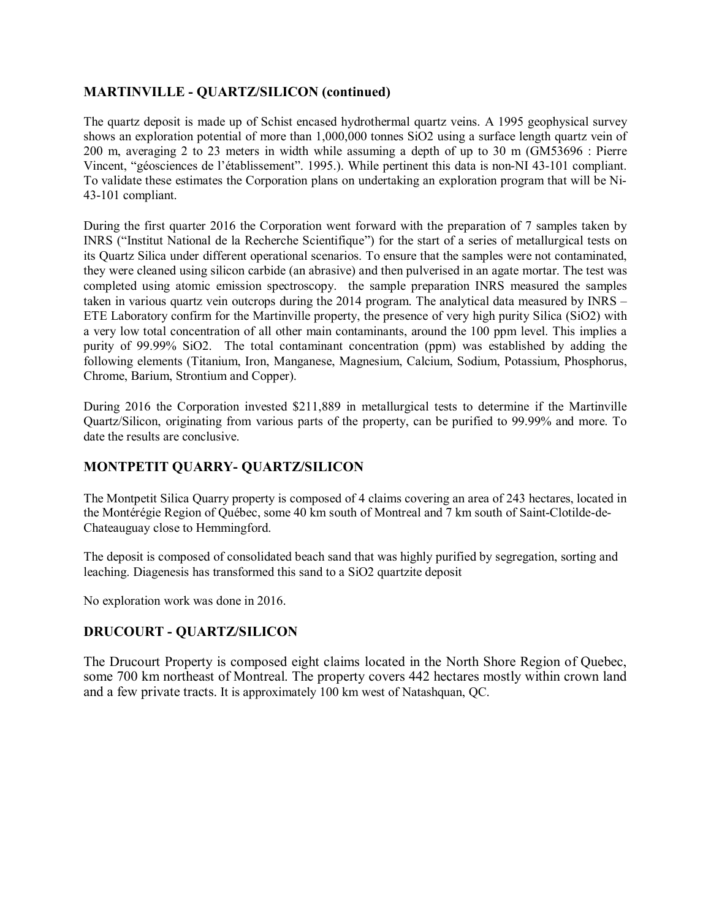## MARTINVILLE - QUARTZ/SILICON (continued)

The quartz deposit is made up of Schist encased hydrothermal quartz veins. A 1995 geophysical survey shows an exploration potential of more than 1,000,000 tonnes $SiO_2$ using a surface length quartz vein of 200 m, averaging 2 to 23 meters in width while assuming a depth of up to 30 m (GM53696 : Pierre Vincent, "géosciences de l'établissement". 1995.). While pertinent this data is non-NI 43-101 compliant. To validate these estimates the Corporation plans on undertaking an exploration program that will be Ni-43-101 compliant.

During the first quarter 2016 the Corporation went forward with the preparation of 7 samples taken by INRS ("Institut National de la Recherche Scientifique") for the start of a series of metallurgical tests on its Quartz Silica under different operational scenarios. To ensure that the samples were not contaminated, they were cleaned using silicon carbide (an abrasive) and then pulverised in an agate mortar. The test was completed using atomic emission spectroscopy. the sample preparation INRS measured the samples taken in various quartz vein outcrops during the 2014 program. The analytical data measured by INRS – ETE Laboratory confirm for the Martinville property, the presence of very high purity Silica ($SiO_2$) with a very low total concentration of all other main contaminants, around the 100 ppm level. This implies a purity of 99.99% $SiO_2$. The total contaminant concentration (ppm) was established by adding the following elements (Titanium, Iron, Manganese, Magnesium, Calcium, Sodium, Potassium, Phosphorus, Chrome, Barium, Strontium and Copper).

During 2016 the Corporation invested $211,889 in metallurgical tests to determine if the Martinville Quartz/Silicon, originating from various parts of the property, can be purified to 99.99% and more. To date the results are conclusive.

## MONTPETIT QUARRY- QUARTZ/SILICON

The Montpetit Silica Quarry property is composed of 4 claims covering an area of 243 hectares, located in the Montérégie Region of Québec, some 40 km south of Montreal and 7 km south of Saint-Clotilde-de-Chateauguay close to Hemmingford.

The deposit is composed of consolidated beach sand that was highly purified by segregation, sorting and leaching. Diagenesis has transformed this sand to a $SiO_2$ quartzite deposit

No exploration work was done in 2016.

## DRUCOURT - QUARTZ/SILICON

The Drucourt Property is composed eight claims located in the North Shore Region of Quebec, some 700 km northeast of Montreal. The property covers 442 hectares mostly within crown land and a few private tracts. It is approximately 100 km west of Natashquan, QC.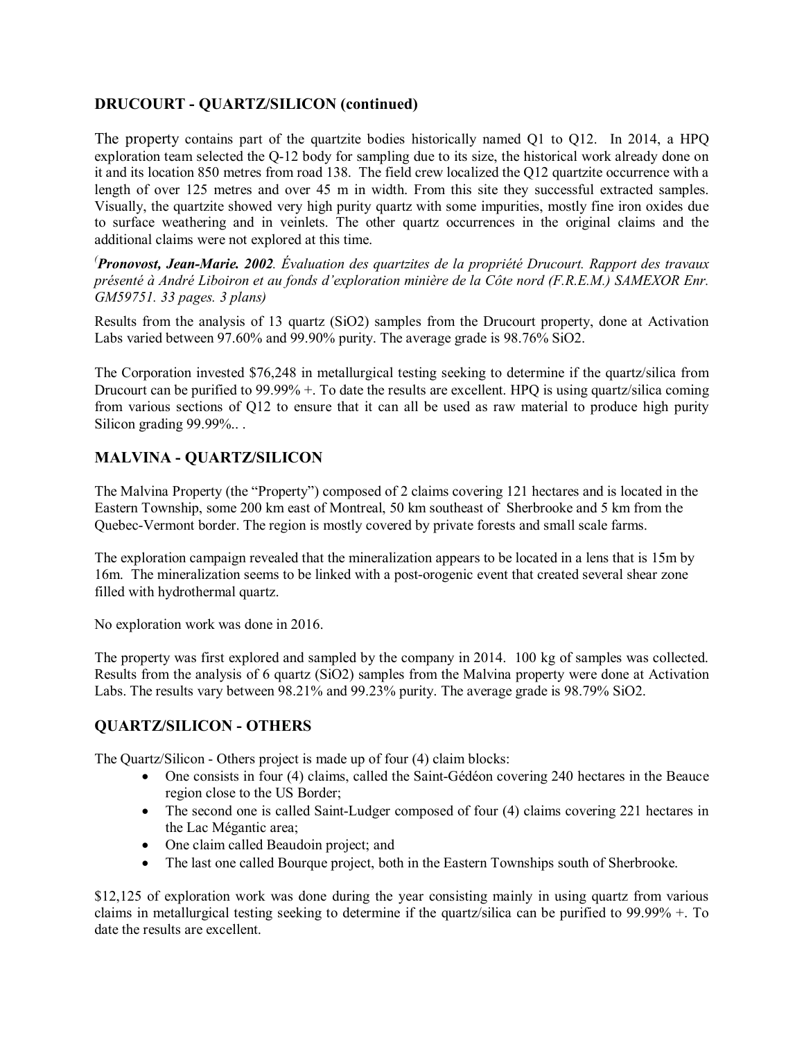## DRUCOURT - QUARTZ/SILICON (continued)

The property contains part of the quartzite bodies historically named Q1 to Q12. In 2014, a HPQ exploration team selected the Q-12 body for sampling due to its size, the historical work already done on it and its location 850 metres from road 138. The field crew localized the Q12 quartzite occurrence with a length of over 125 metres and over 45 m in width. From this site they successful extracted samples. Visually, the quartzite showed very high purity quartz with some impurities, mostly fine iron oxides due to surface weathering and in veinlets. The other quartz occurrences in the original claims and the additional claims were not explored at this time.

*(**Pronovost, Jean-Marie. 2002**. Évaluation des quartzites de la propriété Drucourt. Rapport des travaux présenté à André Liboiron et au fonds d'exploration minière de la Côte nord (F.R.E.M.) SAMEXOR Enr. GM59751. 33 pages. 3 plans)*

Results from the analysis of 13 quartz ($SiO_2$) samples from the Drucourt property, done at Activation Labs varied between 97.60% and 99.90% purity. The average grade is 98.76% $SiO_2$.

The Corporation invested $76,248 in metallurgical testing seeking to determine if the quartz/silica from Drucourt can be purified to 99.99% +. To date the results are excellent. HPQ is using quartz/silica coming from various sections of Q12 to ensure that it can all be used as raw material to produce high purity Silicon grading 99.99%.. .

## MALVINA - QUARTZ/SILICON

The Malvina Property (the "Property") composed of 2 claims covering 121 hectares and is located in the Eastern Township, some 200 km east of Montreal, 50 km southeast of Sherbrooke and 5 km from the Quebec-Vermont border. The region is mostly covered by private forests and small scale farms.

The exploration campaign revealed that the mineralization appears to be located in a lens that is 15m by 16m. The mineralization seems to be linked with a post-orogenic event that created several shear zone filled with hydrothermal quartz.

No exploration work was done in 2016.

The property was first explored and sampled by the company in 2014. 100 kg of samples was collected. Results from the analysis of 6 quartz ($SiO_2$) samples from the Malvina property were done at Activation Labs. The results vary between 98.21% and 99.23% purity. The average grade is 98.79% $SiO_2$.

## QUARTZ/SILICON - OTHERS

The Quartz/Silicon - Others project is made up of four (4) claim blocks:

- One consists in four (4) claims, called the Saint-Gédéon covering 240 hectares in the Beauce region close to the US Border;
- The second one is called Saint-Ludger composed of four (4) claims covering 221 hectares in the Lac Mégantic area;
- One claim called Beaudoin project; and
- The last one called Bourque project, both in the Eastern Townships south of Sherbrooke.

$12,125 of exploration work was done during the year consisting mainly in using quartz from various claims in metallurgical testing seeking to determine if the quartz/silica can be purified to 99.99% +. To date the results are excellent.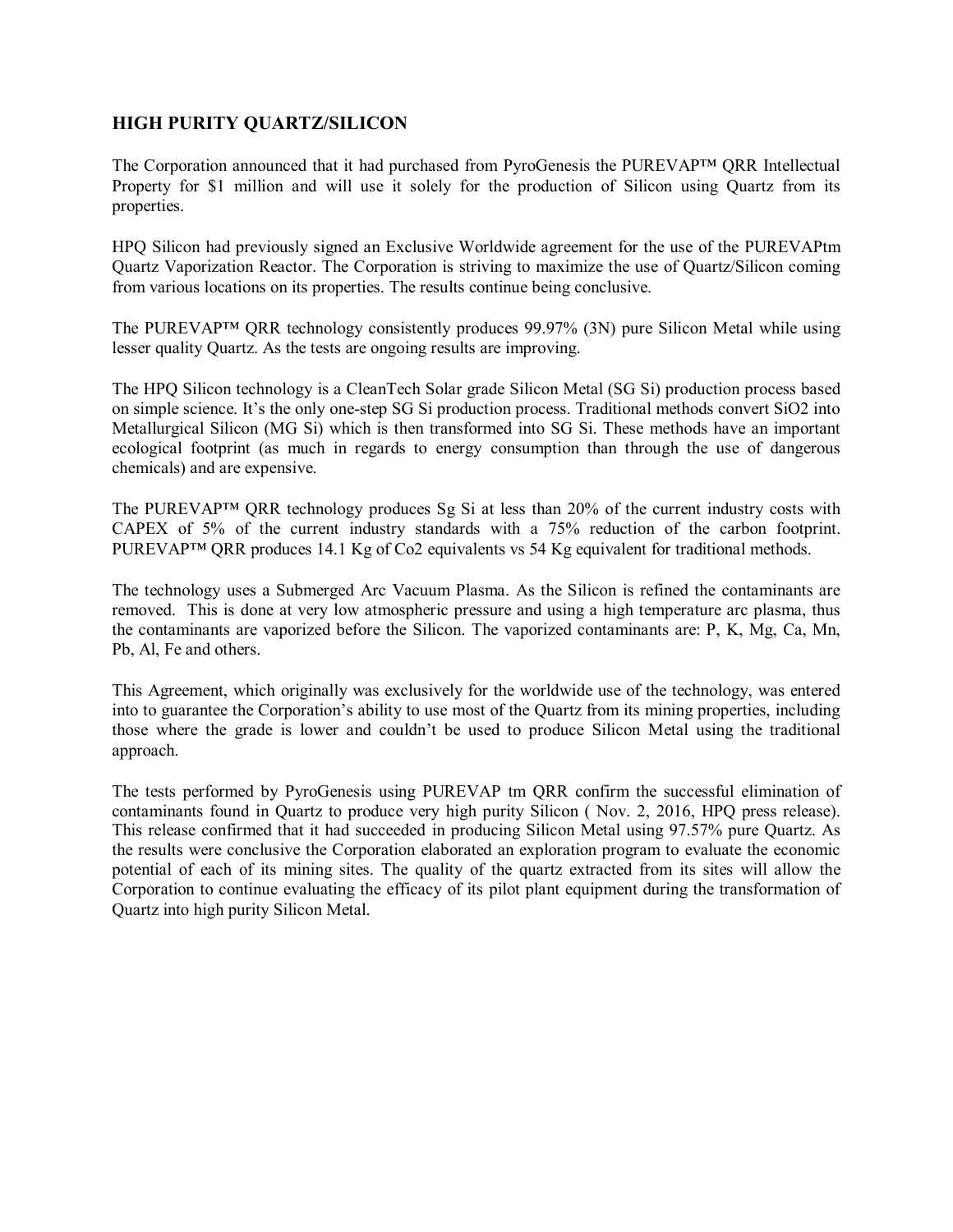## HIGH PURITY QUARTZ/SILICON

The Corporation announced that it had purchased from PyroGenesis the PUREVAP™ QRR Intellectual Property for $1 million and will use it solely for the production of Silicon using Quartz from its properties.

HPQ Silicon had previously signed an Exclusive Worldwide agreement for the use of the PUREVAPtm Quartz Vaporization Reactor. The Corporation is striving to maximize the use of Quartz/Silicon coming from various locations on its properties. The results continue being conclusive.

The PUREVAP™ QRR technology consistently produces 99.97% (3N) pure Silicon Metal while using lesser quality Quartz. As the tests are ongoing results are improving.

The HPQ Silicon technology is a CleanTech Solar grade Silicon Metal (SG Si) production process based on simple science. It's the only one-step SG Si production process. Traditional methods convert $SiO_2$ into Metallurgical Silicon (MG Si) which is then transformed into SG Si. These methods have an important ecological footprint (as much in regards to energy consumption than through the use of dangerous chemicals) and are expensive.

The PUREVAP™ QRR technology produces Sg Si at less than 20% of the current industry costs with CAPEX of 5% of the current industry standards with a 75% reduction of the carbon footprint. PUREVAP™ QRR produces 14.1 Kg of $Co_2$ equivalents vs 54 Kg equivalent for traditional methods.

The technology uses a Submerged Arc Vacuum Plasma. As the Silicon is refined the contaminants are removed. This is done at very low atmospheric pressure and using a high temperature arc plasma, thus the contaminants are vaporized before the Silicon. The vaporized contaminants are: P, K, Mg, Ca, Mn, Pb, Al, Fe and others.

This Agreement, which originally was exclusively for the worldwide use of the technology, was entered into to guarantee the Corporation's ability to use most of the Quartz from its mining properties, including those where the grade is lower and couldn't be used to produce Silicon Metal using the traditional approach.

The tests performed by PyroGenesis using PUREVAP tm QRR confirm the successful elimination of contaminants found in Quartz to produce very high purity Silicon ( Nov. 2, 2016, HPQ press release). This release confirmed that it had succeeded in producing Silicon Metal using 97.57% pure Quartz. As the results were conclusive the Corporation elaborated an exploration program to evaluate the economic potential of each of its mining sites. The quality of the quartz extracted from its sites will allow the Corporation to continue evaluating the efficacy of its pilot plant equipment during the transformation of Quartz into high purity Silicon Metal.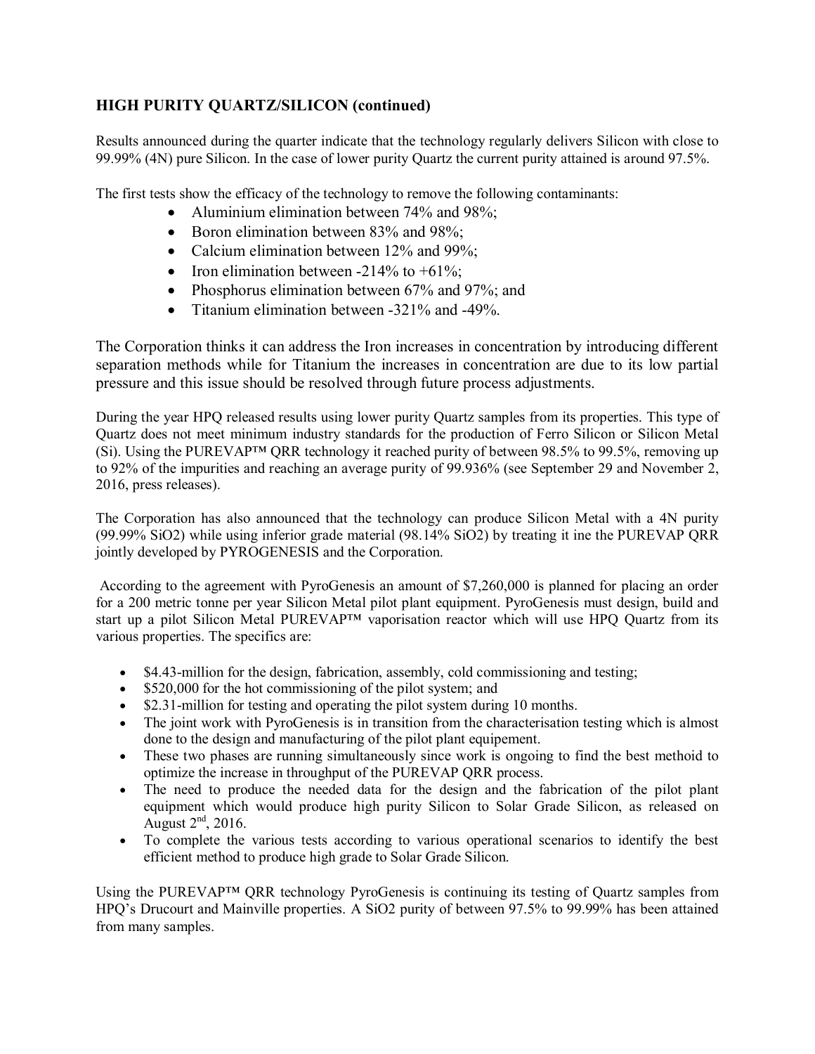## HIGH PURITY QUARTZ/SILICON (continued)

Results announced during the quarter indicate that the technology regularly delivers Silicon with close to 99.99% (4N) pure Silicon. In the case of lower purity Quartz the current purity attained is around 97.5%.

The first tests show the efficacy of the technology to remove the following contaminants:

- Aluminium elimination between 74% and 98%;
- Boron elimination between 83% and 98%;
- Calcium elimination between 12% and 99%;
- Iron elimination between -214% to +61%;
- Phosphorus elimination between 67% and 97%; and
- Titanium elimination between -321% and -49%.

The Corporation thinks it can address the Iron increases in concentration by introducing different separation methods while for Titanium the increases in concentration are due to its low partial pressure and this issue should be resolved through future process adjustments.

During the year HPQ released results using lower purity Quartz samples from its properties. This type of Quartz does not meet minimum industry standards for the production of Ferro Silicon or Silicon Metal (Si). Using the PUREVAP™ QRR technology it reached purity of between 98.5% to 99.5%, removing up to 92% of the impurities and reaching an average purity of 99.936% (see September 29 and November 2, 2016, press releases).

The Corporation has also announced that the technology can produce Silicon Metal with a 4N purity (99.99% $SiO_2$) while using inferior grade material (98.14% $SiO_2$) by treating it ine the PUREVAP QRR jointly developed by PYROGENESIS and the Corporation.

According to the agreement with PyroGenesis an amount of $7,260,000 is planned for placing an order for a 200 metric tonne per year Silicon Metal pilot plant equipment. PyroGenesis must design, build and start up a pilot Silicon Metal PUREVAP™ vaporisation reactor which will use HPQ Quartz from its various properties. The specifics are:

- $4.43-million for the design, fabrication, assembly, cold commissioning and testing;
- $520,000 for the hot commissioning of the pilot system; and
- $2.31-million for testing and operating the pilot system during 10 months.
- The joint work with PyroGenesis is in transition from the characterisation testing which is almost done to the design and manufacturing of the pilot plant equipement.
- These two phases are running simultaneously since work is ongoing to find the best methoid to optimize the increase in throughput of the PUREVAP QRR process.
- The need to produce the needed data for the design and the fabrication of the pilot plant equipment which would produce high purity Silicon to Solar Grade Silicon, as released on August 2nd, 2016.
- To complete the various tests according to various operational scenarios to identify the best efficient method to produce high grade to Solar Grade Silicon.

Using the PUREVAP™ QRR technology PyroGenesis is continuing its testing of Quartz samples from HPQ's Drucourt and Mainville properties. A $SiO_2$ purity of between 97.5% to 99.99% has been attained from many samples.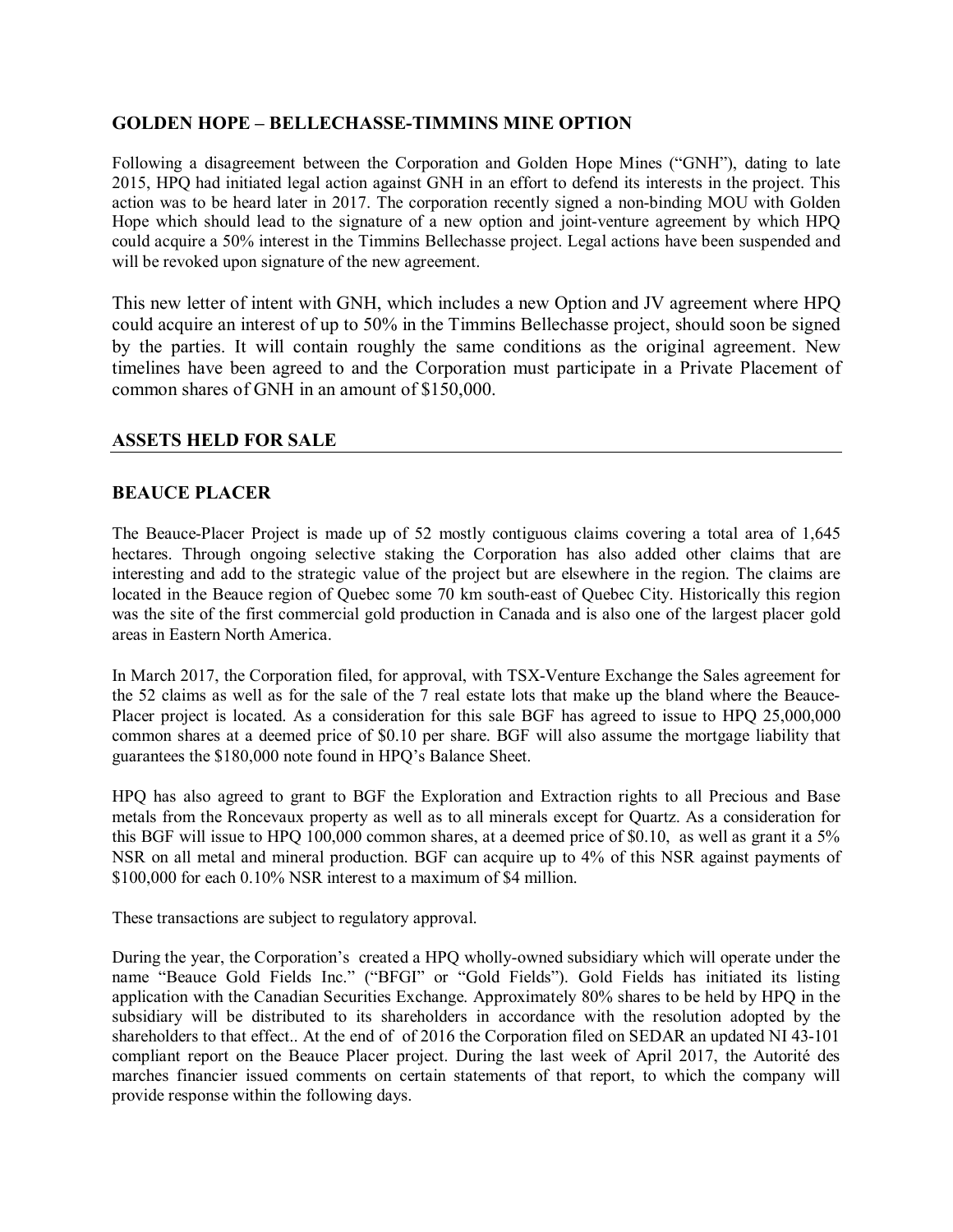## GOLDEN HOPE – BELLECHASSE-TIMMINS MINE OPTION

Following a disagreement between the Corporation and Golden Hope Mines ("GNH"), dating to late 2015, HPQ had initiated legal action against GNH in an effort to defend its interests in the project. This action was to be heard later in 2017. The corporation recently signed a non-binding MOU with Golden Hope which should lead to the signature of a new option and joint-venture agreement by which HPQ could acquire a 50% interest in the Timmins Bellechasse project. Legal actions have been suspended and will be revoked upon signature of the new agreement.

This new letter of intent with GNH, which includes a new Option and JV agreement where HPQ could acquire an interest of up to 50% in the Timmins Bellechasse project, should soon be signed by the parties. It will contain roughly the same conditions as the original agreement. New timelines have been agreed to and the Corporation must participate in a Private Placement of common shares of GNH in an amount of $150,000.

## ASSETS HELD FOR SALE

## BEAUCE PLACER

The Beauce-Placer Project is made up of 52 mostly contiguous claims covering a total area of 1,645 hectares. Through ongoing selective staking the Corporation has also added other claims that are interesting and add to the strategic value of the project but are elsewhere in the region. The claims are located in the Beauce region of Quebec some 70 km south-east of Quebec City. Historically this region was the site of the first commercial gold production in Canada and is also one of the largest placer gold areas in Eastern North America.

In March 2017, the Corporation filed, for approval, with TSX-Venture Exchange the Sales agreement for the 52 claims as well as for the sale of the 7 real estate lots that make up the bland where the Beauce-Placer project is located. As a consideration for this sale BGF has agreed to issue to HPQ 25,000,000 common shares at a deemed price of $0.10 per share. BGF will also assume the mortgage liability that guarantees the $180,000 note found in HPQ's Balance Sheet.

HPQ has also agreed to grant to BGF the Exploration and Extraction rights to all Precious and Base metals from the Roncevaux property as well as to all minerals except for Quartz. As a consideration for this BGF will issue to HPQ 100,000 common shares, at a deemed price of $0.10, as well as grant it a 5% NSR on all metal and mineral production. BGF can acquire up to 4% of this NSR against payments of $100,000 for each 0.10% NSR interest to a maximum of $4 million.

These transactions are subject to regulatory approval.

During the year, the Corporation's created a HPQ wholly-owned subsidiary which will operate under the name "Beauce Gold Fields Inc." ("BFGI" or "Gold Fields"). Gold Fields has initiated its listing application with the Canadian Securities Exchange. Approximately 80% shares to be held by HPQ in the subsidiary will be distributed to its shareholders in accordance with the resolution adopted by the shareholders to that effect.. At the end of of 2016 the Corporation filed on SEDAR an updated NI 43-101 compliant report on the Beauce Placer project. During the last week of April 2017, the Autorité des marches financier issued comments on certain statements of that report, to which the company will provide response within the following days.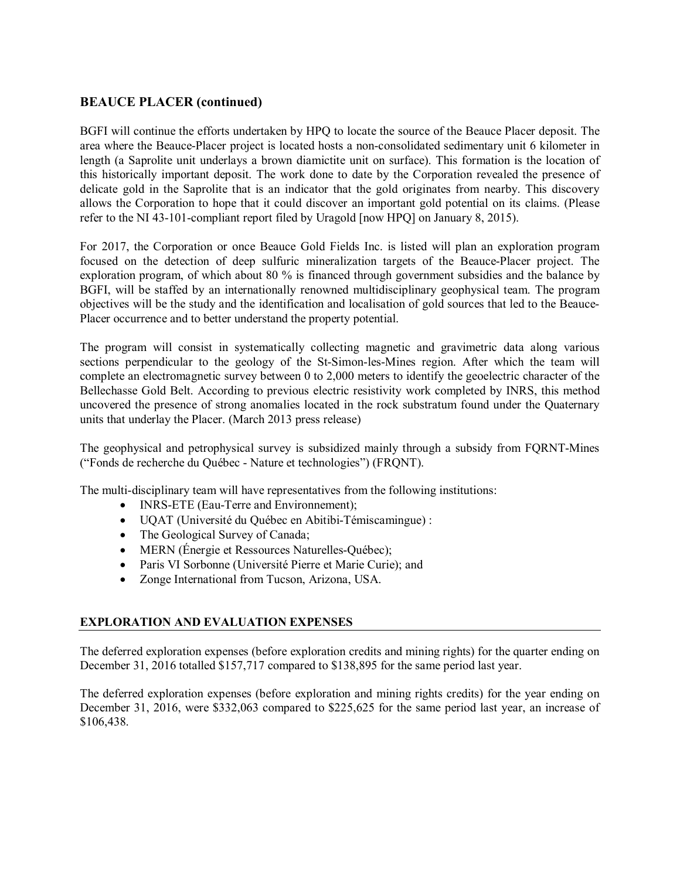## BEAUCE PLACER (continued)

BGFI will continue the efforts undertaken by HPQ to locate the source of the Beauce Placer deposit. The area where the Beauce-Placer project is located hosts a non-consolidated sedimentary unit 6 kilometer in length (a Saprolite unit underlays a brown diamictite unit on surface). This formation is the location of this historically important deposit. The work done to date by the Corporation revealed the presence of delicate gold in the Saprolite that is an indicator that the gold originates from nearby. This discovery allows the Corporation to hope that it could discover an important gold potential on its claims. (Please refer to the NI 43-101-compliant report filed by Uragold [now HPQ] on January 8, 2015).

For 2017, the Corporation or once Beauce Gold Fields Inc. is listed will plan an exploration program focused on the detection of deep sulfuric mineralization targets of the Beauce-Placer project. The exploration program, of which about 80 % is financed through government subsidies and the balance by BGFI, will be staffed by an internationally renowned multidisciplinary geophysical team. The program objectives will be the study and the identification and localisation of gold sources that led to the Beauce-Placer occurrence and to better understand the property potential.

The program will consist in systematically collecting magnetic and gravimetric data along various sections perpendicular to the geology of the St-Simon-les-Mines region. After which the team will complete an electromagnetic survey between 0 to 2,000 meters to identify the geoelectric character of the Bellechasse Gold Belt. According to previous electric resistivity work completed by INRS, this method uncovered the presence of strong anomalies located in the rock substratum found under the Quaternary units that underlay the Placer. (March 2013 press release)

The geophysical and petrophysical survey is subsidized mainly through a subsidy from FQRNT-Mines ("Fonds de recherche du Québec - Nature et technologies") (FRQNT).

The multi-disciplinary team will have representatives from the following institutions:

- INRS-ETE (Eau-Terre and Environnement);
- UQAT (Université du Québec en Abitibi-Témiscamingue) :
- The Geological Survey of Canada;
- MERN (Énergie et Ressources Naturelles-Québec);
- Paris VI Sorbonne (Université Pierre et Marie Curie); and
- Zonge International from Tucson, Arizona, USA.

## EXPLORATION AND EVALUATION EXPENSES

The deferred exploration expenses (before exploration credits and mining rights) for the quarter ending on December 31, 2016 totalled $157,717 compared to $138,895 for the same period last year.

The deferred exploration expenses (before exploration and mining rights credits) for the year ending on December 31, 2016, were $332,063 compared to $225,625 for the same period last year, an increase of $106,438.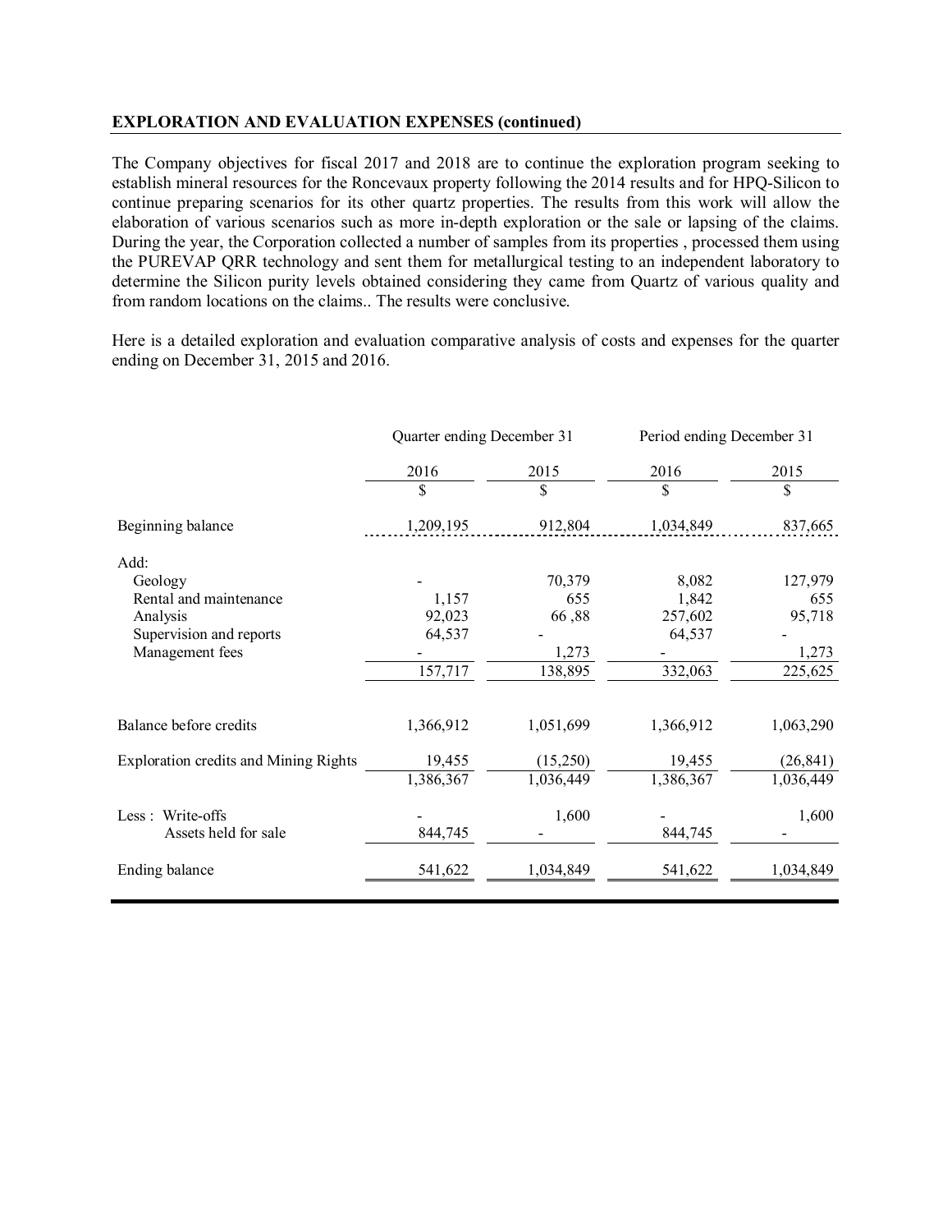**EXPLORATION AND EVALUATION EXPENSES (continued)**

The Company objectives for fiscal 2017 and 2018 are to continue the exploration program seeking to establish mineral resources for the Roncevaux property following the 2014 results and for HPQ-Silicon to continue preparing scenarios for its other quartz properties. The results from this work will allow the elaboration of various scenarios such as more in-depth exploration or the sale or lapsing of the claims. During the year, the Corporation collected a number of samples from its properties , processed them using the PUREVAP QRR technology and sent them for metallurgical testing to an independent laboratory to determine the Silicon purity levels obtained considering they came from Quartz of various quality and from random locations on the claims.. The results were conclusive.

Here is a detailed exploration and evaluation comparative analysis of costs and expenses for the quarter ending on December 31, 2015 and 2016.

| | Quarter ending December 31 | | Period ending December 31 | |
|---|---|---|---|---|
| | 2016 | 2015 | 2016 | 2015 |
| | $ | $ | $ | $ |
| Beginning balance | 1,209,195 | 912,804 | 1,034,849 | 837,665 |
| Add: | | | | |
| Geology | - | 70,379 | 8,082 | 127,979 |
| Rental and maintenance | 1,157 | 655 | 1,842 | 655 |
| Analysis | 92,023 | 66 ,88 | 257,602 | 95,718 |
| Supervision and reports | 64,537 | - | 64,537 | - |
| Management fees | - | 1,273 | - | 1,273 |
| | 157,717 | 138,895 | 332,063 | 225,625 |
| Balance before credits | 1,366,912 | 1,051,699 | 1,366,912 | 1,063,290 |
| Exploration credits and Mining Rights | 19,455 | (15,250) | 19,455 | (26,841) |
| | 1,386,367 | 1,036,449 | 1,386,367 | 1,036,449 |
| Less : Write-offs | - | 1,600 | - | 1,600 |
| Assets held for sale | 844,745 | - | 844,745 | - |
| Ending balance | 541,622 | 1,034,849 | 541,622 | 1,034,849 |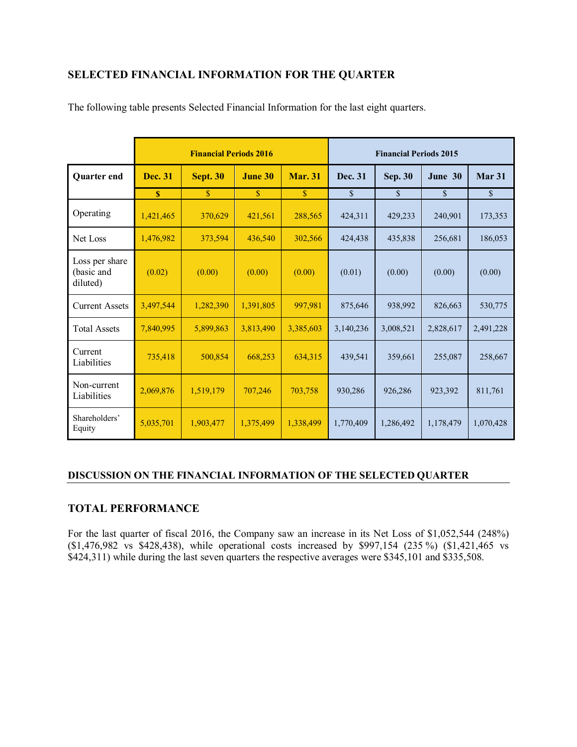## SELECTED FINANCIAL INFORMATION FOR THE QUARTER

The following table presents Selected Financial Information for the last eight quarters.

| | Financial Periods 2016 | | | | Financial Periods 2015 | | | |
|---|---|---|---|---|---|---|---|---|
| **Quarter end** | **Dec. 31** | **Sept. 30** | **June 30** | **Mar. 31** | **Dec. 31** | **Sep. 30** | **June 30** | **Mar 31** |
| | **$** | $ | $ | $ | $ | $ | $ | $ |
| Operating | 1,421,465 | 370,629 | 421,561 | 288,565 | 424,311 | 429,233 | 240,901 | 173,353 |
| Net Loss | 1,476,982 | 373,594 | 436,540 | 302,566 | 424,438 | 435,838 | 256,681 | 186,053 |
| Loss per share (basic and diluted) | (0.02) | (0.00) | (0.00) | (0.00) | (0.01) | (0.00) | (0.00) | (0.00) |
| Current Assets | 3,497,544 | 1,282,390 | 1,391,805 | 997,981 | 875,646 | 938,992 | 826,663 | 530,775 |
| Total Assets | 7,840,995 | 5,899,863 | 3,813,490 | 3,385,603 | 3,140,236 | 3,008,521 | 2,828,617 | 2,491,228 |
| Current Liabilities | 735,418 | 500,854 | 668,253 | 634,315 | 439,541 | 359,661 | 255,087 | 258,667 |
| Non-current Liabilities | 2,069,876 | 1,519,179 | 707,246 | 703,758 | 930,286 | 926,286 | 923,392 | 811,761 |
| Shareholders' Equity | 5,035,701 | 1,903,477 | 1,375,499 | 1,338,499 | 1,770,409 | 1,286,492 | 1,178,479 | 1,070,428 |

## DISCUSSION ON THE FINANCIAL INFORMATION OF THE SELECTED QUARTER

## TOTAL PERFORMANCE

For the last quarter of fiscal 2016, the Company saw an increase in its Net Loss of $1,052,544 (248%) ($1,476,982 vs $428,438), while operational costs increased by $997,154 (235 %) ($1,421,465 vs $424,311) while during the last seven quarters the respective averages were $345,101 and $335,508.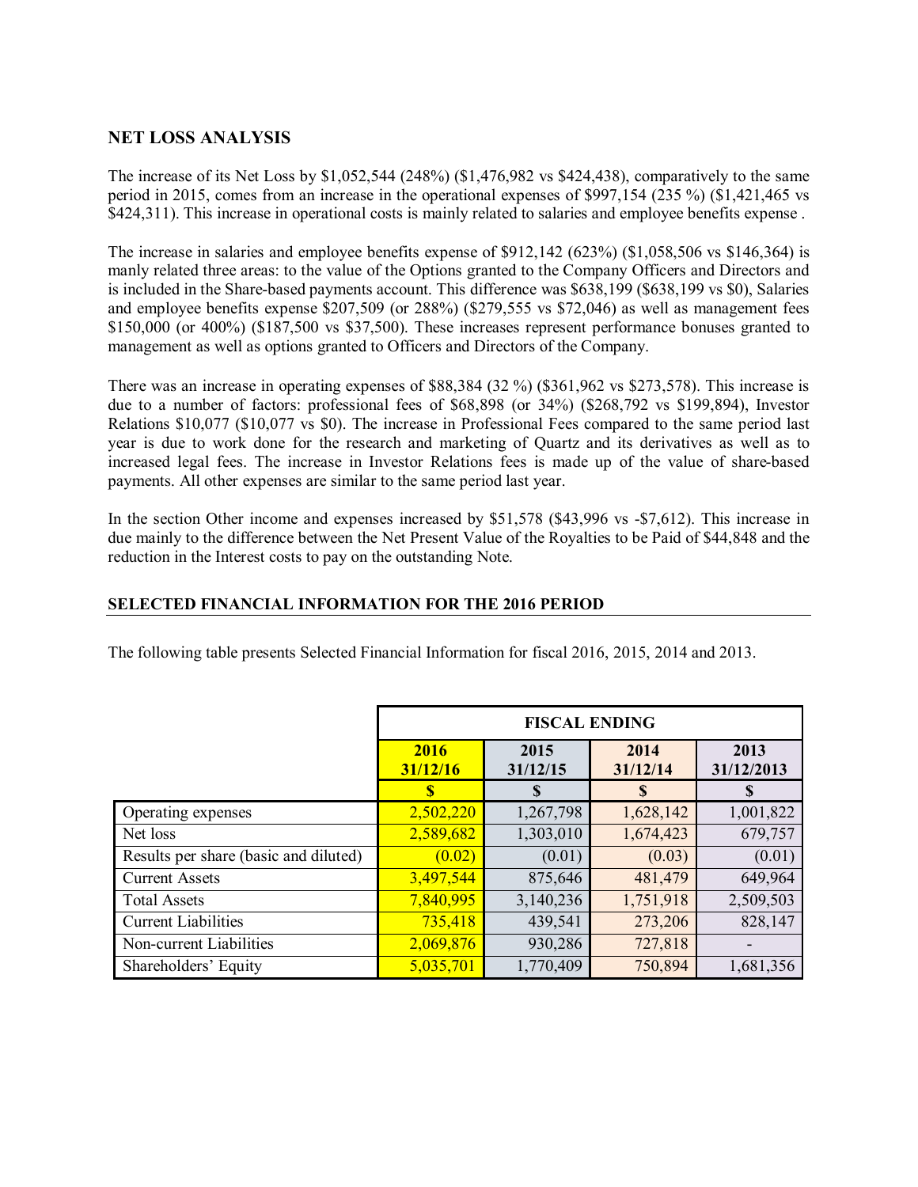## NET LOSS ANALYSIS

The increase of its Net Loss by $1,052,544 (248%) ($1,476,982 vs $424,438), comparatively to the same period in 2015, comes from an increase in the operational expenses of $997,154 (235 %) ($1,421,465 vs $424,311). This increase in operational costs is mainly related to salaries and employee benefits expense .

The increase in salaries and employee benefits expense of $912,142 (623%) ($1,058,506 vs $146,364) is manly related three areas: to the value of the Options granted to the Company Officers and Directors and is included in the Share-based payments account. This difference was $638,199 ($638,199 vs $0), Salaries and employee benefits expense $207,509 (or 288%) ($279,555 vs $72,046) as well as management fees $150,000 (or 400%) ($187,500 vs $37,500). These increases represent performance bonuses granted to management as well as options granted to Officers and Directors of the Company.

There was an increase in operating expenses of $88,384 (32 %) ($361,962 vs $273,578). This increase is due to a number of factors: professional fees of $68,898 (or 34%) ($268,792 vs $199,894), Investor Relations $10,077 ($10,077 vs $0). The increase in Professional Fees compared to the same period last year is due to work done for the research and marketing of Quartz and its derivatives as well as to increased legal fees. The increase in Investor Relations fees is made up of the value of share-based payments. All other expenses are similar to the same period last year.

In the section Other income and expenses increased by $51,578 ($43,996 vs -$7,612). This increase in due mainly to the difference between the Net Present Value of the Royalties to be Paid of $44,848 and the reduction in the Interest costs to pay on the outstanding Note.

## SELECTED FINANCIAL INFORMATION FOR THE 2016 PERIOD

The following table presents Selected Financial Information for fiscal 2016, 2015, 2014 and 2013.

| | FISCAL ENDING | | | |
|---|---|---|---|---|
| | **2016 31/12/16** | **2015 31/12/15** | **2014 31/12/14** | **2013 31/12/2013** |
| | **$** | **$** | **$** | **$** |
| Operating expenses | 2,502,220 | 1,267,798 | 1,628,142 | 1,001,822 |
| Net loss | 2,589,682 | 1,303,010 | 1,674,423 | 679,757 |
| Results per share (basic and diluted) | (0.02) | (0.01) | (0.03) | (0.01) |
| Current Assets | 3,497,544 | 875,646 | 481,479 | 649,964 |
| Total Assets | 7,840,995 | 3,140,236 | 1,751,918 | 2,509,503 |
| Current Liabilities | 735,418 | 439,541 | 273,206 | 828,147 |
| Non-current Liabilities | 2,069,876 | 930,286 | 727,818 | - |
| Shareholders' Equity | 5,035,701 | 1,770,409 | 750,894 | 1,681,356 |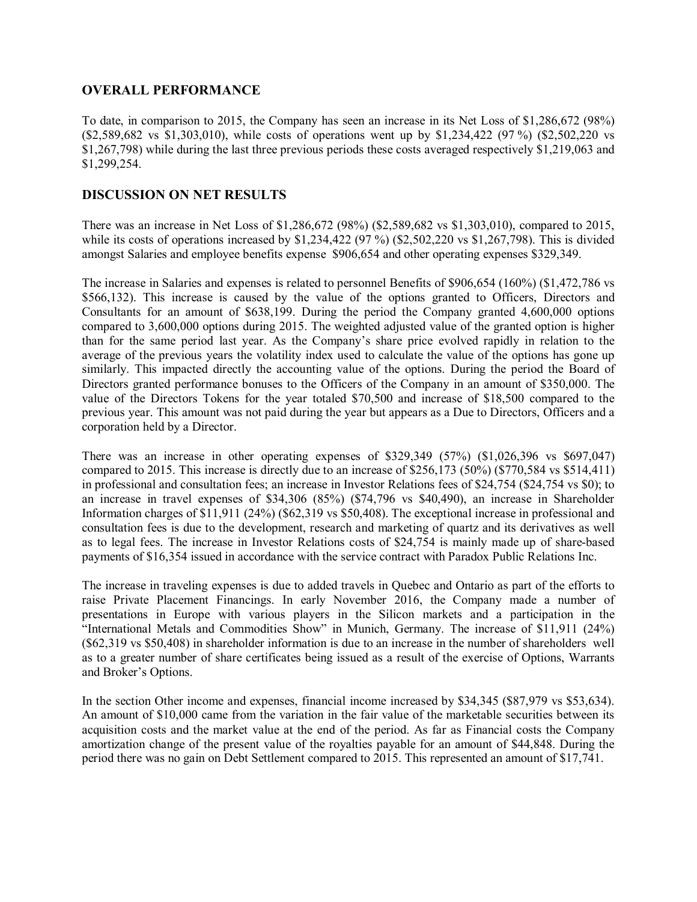## OVERALL PERFORMANCE

To date, in comparison to 2015, the Company has seen an increase in its Net Loss of $1,286,672 (98%) ($2,589,682 vs $1,303,010), while costs of operations went up by $1,234,422 (97 %) ($2,502,220 vs $1,267,798) while during the last three previous periods these costs averaged respectively $1,219,063 and $1,299,254.

## DISCUSSION ON NET RESULTS

There was an increase in Net Loss of $1,286,672 (98%) ($2,589,682 vs $1,303,010), compared to 2015, while its costs of operations increased by $1,234,422 (97 %) ($2,502,220 vs $1,267,798). This is divided amongst Salaries and employee benefits expense $906,654 and other operating expenses $329,349.

The increase in Salaries and expenses is related to personnel Benefits of $906,654 (160%) ($1,472,786 vs $566,132). This increase is caused by the value of the options granted to Officers, Directors and Consultants for an amount of $638,199. During the period the Company granted 4,600,000 options compared to 3,600,000 options during 2015. The weighted adjusted value of the granted option is higher than for the same period last year. As the Company's share price evolved rapidly in relation to the average of the previous years the volatility index used to calculate the value of the options has gone up similarly. This impacted directly the accounting value of the options. During the period the Board of Directors granted performance bonuses to the Officers of the Company in an amount of $350,000. The value of the Directors Tokens for the year totaled $70,500 and increase of $18,500 compared to the previous year. This amount was not paid during the year but appears as a Due to Directors, Officers and a corporation held by a Director.

There was an increase in other operating expenses of $329,349 (57%) ($1,026,396 vs $697,047) compared to 2015. This increase is directly due to an increase of $256,173 (50%) ($770,584 vs $514,411) in professional and consultation fees; an increase in Investor Relations fees of $24,754 ($24,754 vs $0); to an increase in travel expenses of $34,306 (85%) ($74,796 vs $40,490), an increase in Shareholder Information charges of $11,911 (24%) ($62,319 vs $50,408). The exceptional increase in professional and consultation fees is due to the development, research and marketing of quartz and its derivatives as well as to legal fees. The increase in Investor Relations costs of $24,754 is mainly made up of share-based payments of $16,354 issued in accordance with the service contract with Paradox Public Relations Inc.

The increase in traveling expenses is due to added travels in Quebec and Ontario as part of the efforts to raise Private Placement Financings. In early November 2016, the Company made a number of presentations in Europe with various players in the Silicon markets and a participation in the "International Metals and Commodities Show" in Munich, Germany. The increase of $11,911 (24%) ($62,319 vs $50,408) in shareholder information is due to an increase in the number of shareholders well as to a greater number of share certificates being issued as a result of the exercise of Options, Warrants and Broker's Options.

In the section Other income and expenses, financial income increased by $34,345 ($87,979 vs $53,634). An amount of $10,000 came from the variation in the fair value of the marketable securities between its acquisition costs and the market value at the end of the period. As far as Financial costs the Company amortization change of the present value of the royalties payable for an amount of $44,848. During the period there was no gain on Debt Settlement compared to 2015. This represented an amount of $17,741.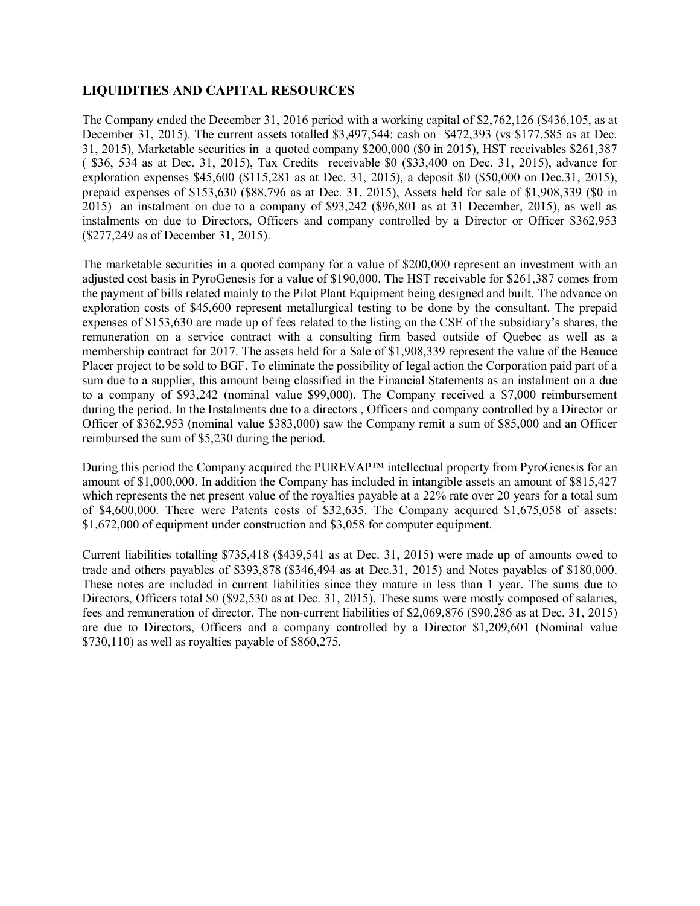## LIQUIDITIES AND CAPITAL RESOURCES

The Company ended the December 31, 2016 period with a working capital of $2,762,126 ($436,105, as at December 31, 2015). The current assets totalled $3,497,544: cash on $472,393 (vs $177,585 as at Dec. 31, 2015), Marketable securities in a quoted company $200,000 ($0 in 2015), HST receivables $261,387 ( $36, 534 as at Dec. 31, 2015), Tax Credits receivable $0 ($33,400 on Dec. 31, 2015), advance for exploration expenses $45,600 ($115,281 as at Dec. 31, 2015), a deposit $0 ($50,000 on Dec.31, 2015), prepaid expenses of $153,630 ($88,796 as at Dec. 31, 2015), Assets held for sale of $1,908,339 ($0 in 2015) an instalment on due to a company of $93,242 ($96,801 as at 31 December, 2015), as well as instalments on due to Directors, Officers and company controlled by a Director or Officer $362,953 ($277,249 as of December 31, 2015).

The marketable securities in a quoted company for a value of $200,000 represent an investment with an adjusted cost basis in PyroGenesis for a value of $190,000. The HST receivable for $261,387 comes from the payment of bills related mainly to the Pilot Plant Equipment being designed and built. The advance on exploration costs of $45,600 represent metallurgical testing to be done by the consultant. The prepaid expenses of $153,630 are made up of fees related to the listing on the CSE of the subsidiary's shares, the remuneration on a service contract with a consulting firm based outside of Quebec as well as a membership contract for 2017. The assets held for a Sale of $1,908,339 represent the value of the Beauce Placer project to be sold to BGF. To eliminate the possibility of legal action the Corporation paid part of a sum due to a supplier, this amount being classified in the Financial Statements as an instalment on a due to a company of $93,242 (nominal value $99,000). The Company received a $7,000 reimbursement during the period. In the Instalments due to a directors , Officers and company controlled by a Director or Officer of $362,953 (nominal value $383,000) saw the Company remit a sum of $85,000 and an Officer reimbursed the sum of $5,230 during the period.

During this period the Company acquired the PUREVAP™ intellectual property from PyroGenesis for an amount of $1,000,000. In addition the Company has included in intangible assets an amount of $815,427 which represents the net present value of the royalties payable at a 22% rate over 20 years for a total sum of $4,600,000. There were Patents costs of $32,635. The Company acquired $1,675,058 of assets: $1,672,000 of equipment under construction and $3,058 for computer equipment.

Current liabilities totalling $735,418 ($439,541 as at Dec. 31, 2015) were made up of amounts owed to trade and others payables of $393,878 ($346,494 as at Dec.31, 2015) and Notes payables of $180,000. These notes are included in current liabilities since they mature in less than 1 year. The sums due to Directors, Officers total $0 ($92,530 as at Dec. 31, 2015). These sums were mostly composed of salaries, fees and remuneration of director. The non-current liabilities of $2,069,876 ($90,286 as at Dec. 31, 2015) are due to Directors, Officers and a company controlled by a Director $1,209,601 (Nominal value $730,110) as well as royalties payable of $860,275.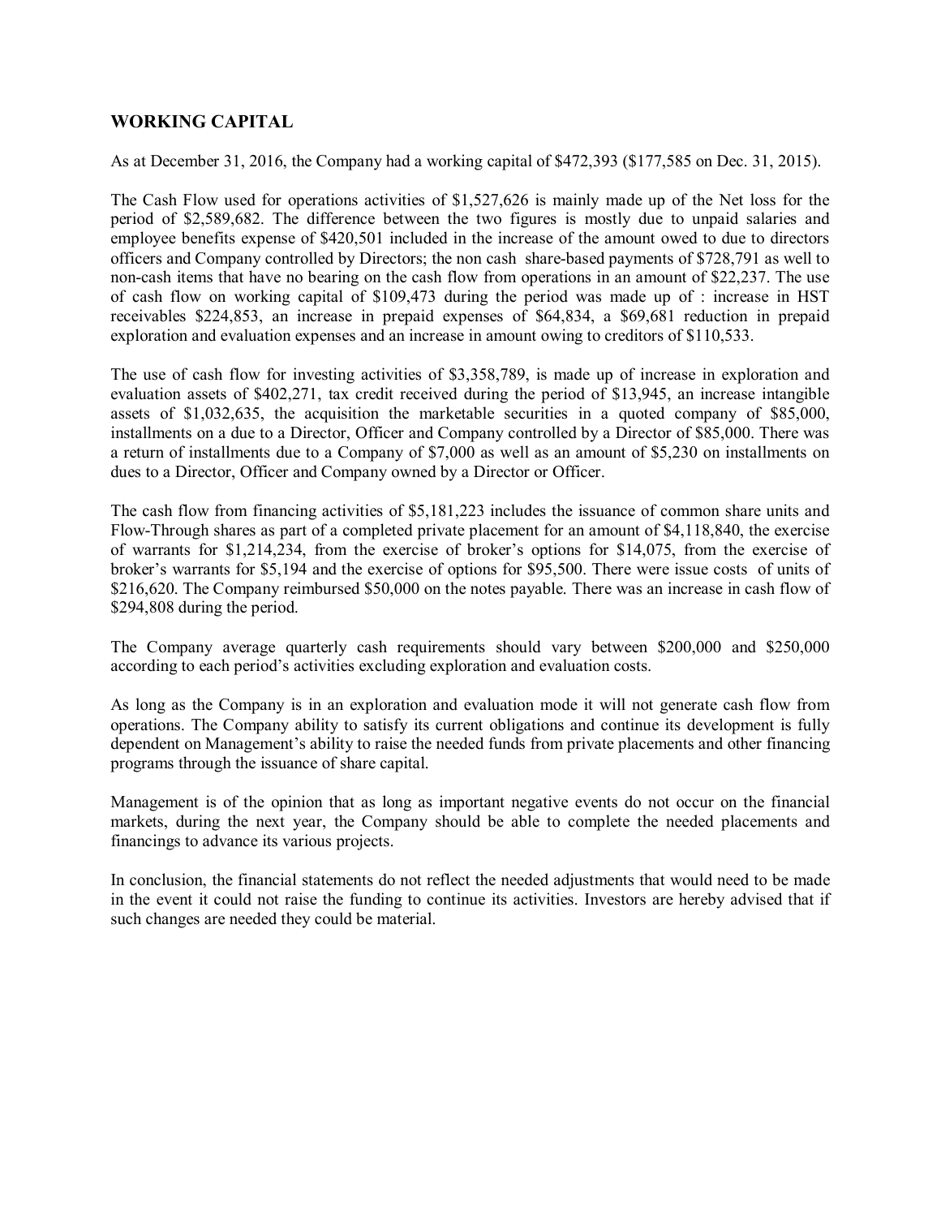## WORKING CAPITAL

As at December 31, 2016, the Company had a working capital of $472,393 ($177,585 on Dec. 31, 2015).

The Cash Flow used for operations activities of $1,527,626 is mainly made up of the Net loss for the period of $2,589,682. The difference between the two figures is mostly due to unpaid salaries and employee benefits expense of $420,501 included in the increase of the amount owed to due to directors officers and Company controlled by Directors; the non cash share-based payments of $728,791 as well to non-cash items that have no bearing on the cash flow from operations in an amount of $22,237. The use of cash flow on working capital of $109,473 during the period was made up of : increase in HST receivables $224,853, an increase in prepaid expenses of $64,834, a $69,681 reduction in prepaid exploration and evaluation expenses and an increase in amount owing to creditors of $110,533.

The use of cash flow for investing activities of $3,358,789, is made up of increase in exploration and evaluation assets of $402,271, tax credit received during the period of $13,945, an increase intangible assets of $1,032,635, the acquisition the marketable securities in a quoted company of $85,000, installments on a due to a Director, Officer and Company controlled by a Director of $85,000. There was a return of installments due to a Company of $7,000 as well as an amount of $5,230 on installments on dues to a Director, Officer and Company owned by a Director or Officer.

The cash flow from financing activities of $5,181,223 includes the issuance of common share units and Flow-Through shares as part of a completed private placement for an amount of $4,118,840, the exercise of warrants for $1,214,234, from the exercise of broker's options for $14,075, from the exercise of broker's warrants for $5,194 and the exercise of options for $95,500. There were issue costs of units of $216,620. The Company reimbursed $50,000 on the notes payable. There was an increase in cash flow of $294,808 during the period.

The Company average quarterly cash requirements should vary between $200,000 and $250,000 according to each period's activities excluding exploration and evaluation costs.

As long as the Company is in an exploration and evaluation mode it will not generate cash flow from operations. The Company ability to satisfy its current obligations and continue its development is fully dependent on Management's ability to raise the needed funds from private placements and other financing programs through the issuance of share capital.

Management is of the opinion that as long as important negative events do not occur on the financial markets, during the next year, the Company should be able to complete the needed placements and financings to advance its various projects.

In conclusion, the financial statements do not reflect the needed adjustments that would need to be made in the event it could not raise the funding to continue its activities. Investors are hereby advised that if such changes are needed they could be material.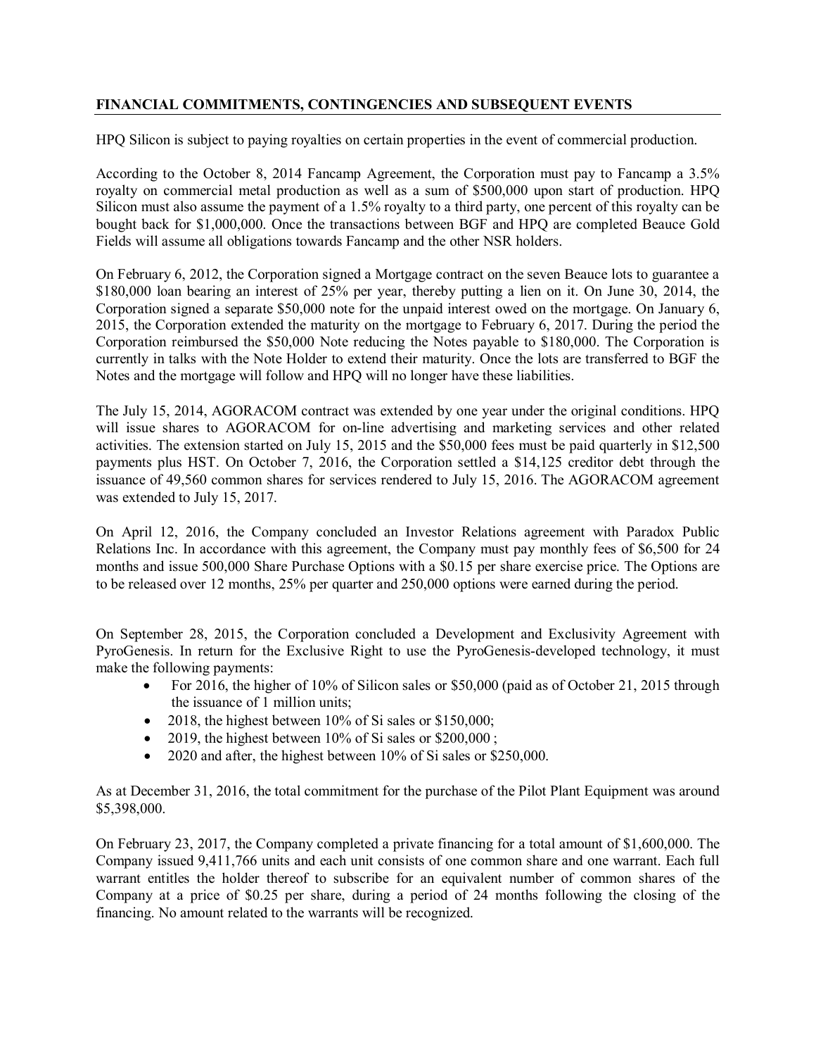## FINANCIAL COMMITMENTS, CONTINGENCIES AND SUBSEQUENT EVENTS

HPQ Silicon is subject to paying royalties on certain properties in the event of commercial production.

According to the October 8, 2014 Fancamp Agreement, the Corporation must pay to Fancamp a 3.5% royalty on commercial metal production as well as a sum of $500,000 upon start of production. HPQ Silicon must also assume the payment of a 1.5% royalty to a third party, one percent of this royalty can be bought back for $1,000,000. Once the transactions between BGF and HPQ are completed Beauce Gold Fields will assume all obligations towards Fancamp and the other NSR holders.

On February 6, 2012, the Corporation signed a Mortgage contract on the seven Beauce lots to guarantee a $180,000 loan bearing an interest of 25% per year, thereby putting a lien on it. On June 30, 2014, the Corporation signed a separate $50,000 note for the unpaid interest owed on the mortgage. On January 6, 2015, the Corporation extended the maturity on the mortgage to February 6, 2017. During the period the Corporation reimbursed the $50,000 Note reducing the Notes payable to $180,000. The Corporation is currently in talks with the Note Holder to extend their maturity. Once the lots are transferred to BGF the Notes and the mortgage will follow and HPQ will no longer have these liabilities.

The July 15, 2014, AGORACOM contract was extended by one year under the original conditions. HPQ will issue shares to AGORACOM for on-line advertising and marketing services and other related activities. The extension started on July 15, 2015 and the $50,000 fees must be paid quarterly in $12,500 payments plus HST. On October 7, 2016, the Corporation settled a $14,125 creditor debt through the issuance of 49,560 common shares for services rendered to July 15, 2016. The AGORACOM agreement was extended to July 15, 2017.

On April 12, 2016, the Company concluded an Investor Relations agreement with Paradox Public Relations Inc. In accordance with this agreement, the Company must pay monthly fees of $6,500 for 24 months and issue 500,000 Share Purchase Options with a $0.15 per share exercise price. The Options are to be released over 12 months, 25% per quarter and 250,000 options were earned during the period.

On September 28, 2015, the Corporation concluded a Development and Exclusivity Agreement with PyroGenesis. In return for the Exclusive Right to use the PyroGenesis-developed technology, it must make the following payments:

- For 2016, the higher of 10% of Silicon sales or $50,000 (paid as of October 21, 2015 through the issuance of 1 million units;
- 2018, the highest between 10% of Si sales or $150,000;
- 2019, the highest between 10% of Si sales or $200,000 ;
- 2020 and after, the highest between 10% of Si sales or $250,000.

As at December 31, 2016, the total commitment for the purchase of the Pilot Plant Equipment was around $5,398,000.

On February 23, 2017, the Company completed a private financing for a total amount of $1,600,000. The Company issued 9,411,766 units and each unit consists of one common share and one warrant. Each full warrant entitles the holder thereof to subscribe for an equivalent number of common shares of the Company at a price of $0.25 per share, during a period of 24 months following the closing of the financing. No amount related to the warrants will be recognized.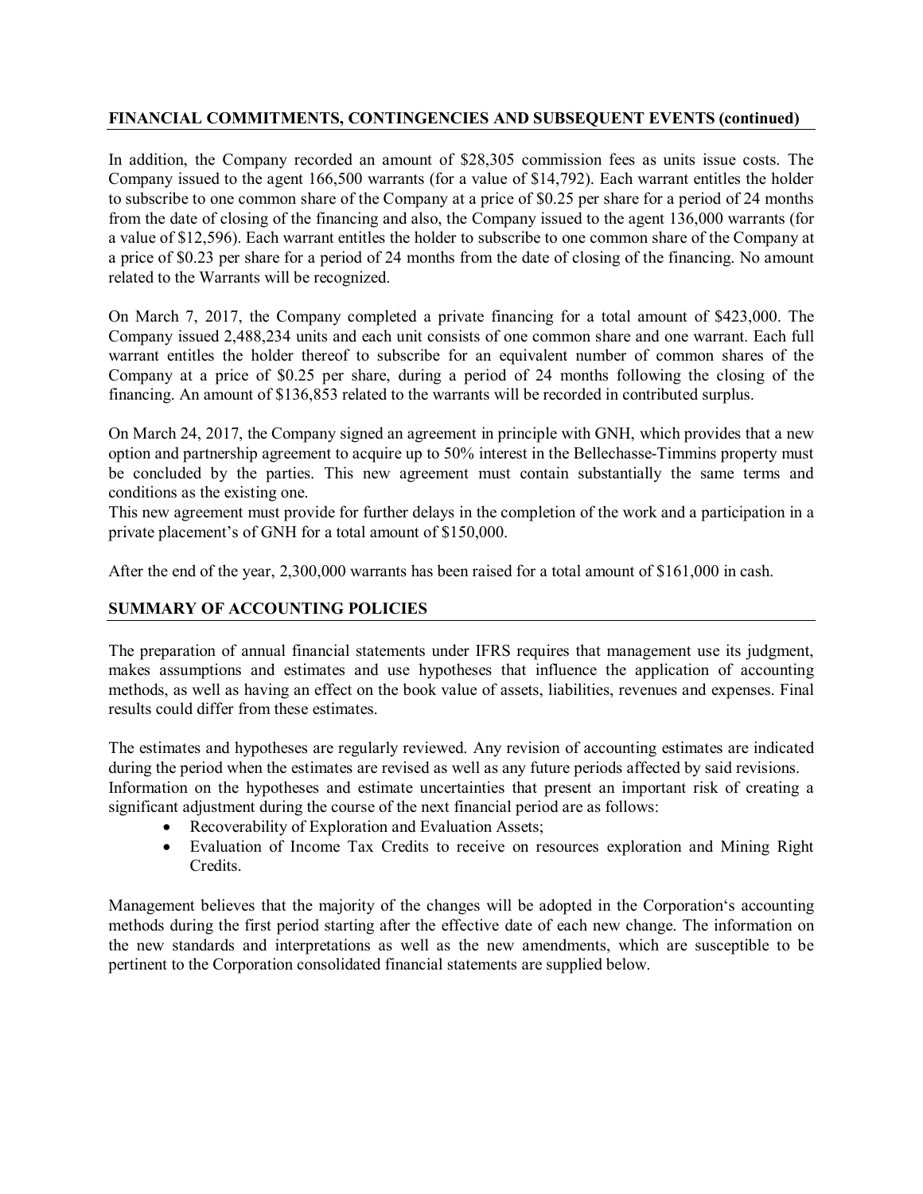## FINANCIAL COMMITMENTS, CONTINGENCIES AND SUBSEQUENT EVENTS (continued)

In addition, the Company recorded an amount of $28,305 commission fees as units issue costs. The Company issued to the agent 166,500 warrants (for a value of $14,792). Each warrant entitles the holder to subscribe to one common share of the Company at a price of $0.25 per share for a period of 24 months from the date of closing of the financing and also, the Company issued to the agent 136,000 warrants (for a value of $12,596). Each warrant entitles the holder to subscribe to one common share of the Company at a price of $0.23 per share for a period of 24 months from the date of closing of the financing. No amount related to the Warrants will be recognized.

On March 7, 2017, the Company completed a private financing for a total amount of $423,000. The Company issued 2,488,234 units and each unit consists of one common share and one warrant. Each full warrant entitles the holder thereof to subscribe for an equivalent number of common shares of the Company at a price of $0.25 per share, during a period of 24 months following the closing of the financing. An amount of $136,853 related to the warrants will be recorded in contributed surplus.

On March 24, 2017, the Company signed an agreement in principle with GNH, which provides that a new option and partnership agreement to acquire up to 50% interest in the Bellechasse-Timmins property must be concluded by the parties. This new agreement must contain substantially the same terms and conditions as the existing one.
This new agreement must provide for further delays in the completion of the work and a participation in a private placement's of GNH for a total amount of $150,000.

After the end of the year, 2,300,000 warrants has been raised for a total amount of $161,000 in cash.

## SUMMARY OF ACCOUNTING POLICIES

The preparation of annual financial statements under IFRS requires that management use its judgment, makes assumptions and estimates and use hypotheses that influence the application of accounting methods, as well as having an effect on the book value of assets, liabilities, revenues and expenses. Final results could differ from these estimates.

The estimates and hypotheses are regularly reviewed. Any revision of accounting estimates are indicated during the period when the estimates are revised as well as any future periods affected by said revisions.
Information on the hypotheses and estimate uncertainties that present an important risk of creating a significant adjustment during the course of the next financial period are as follows:

- Recoverability of Exploration and Evaluation Assets;
- Evaluation of Income Tax Credits to receive on resources exploration and Mining Right Credits.

Management believes that the majority of the changes will be adopted in the Corporation's accounting methods during the first period starting after the effective date of each new change. The information on the new standards and interpretations as well as the new amendments, which are susceptible to be pertinent to the Corporation consolidated financial statements are supplied below.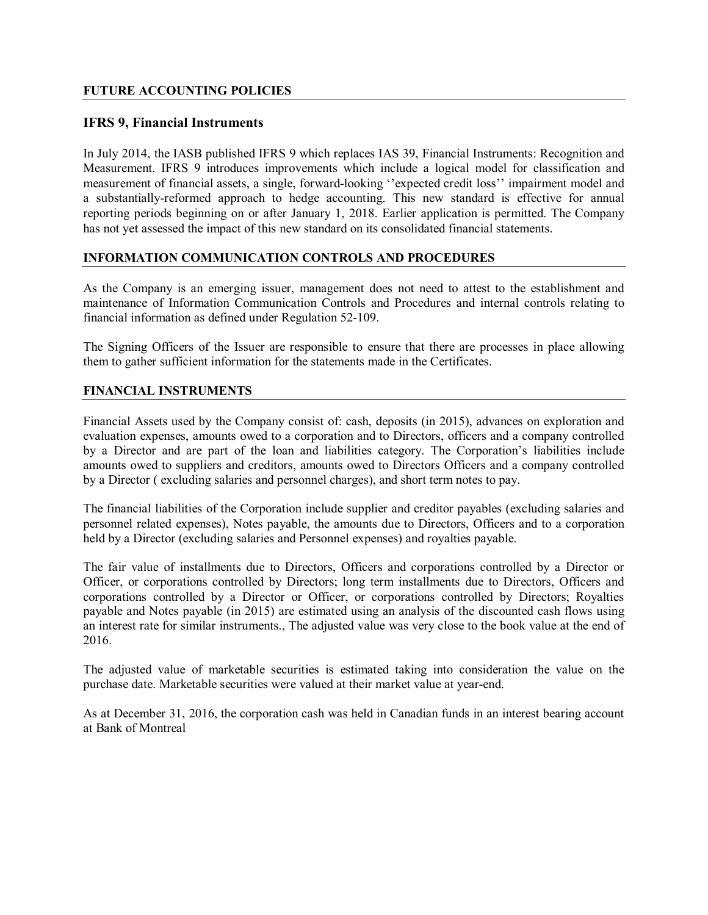## FUTURE ACCOUNTING POLICIES

### IFRS 9, Financial Instruments

In July 2014, the IASB published IFRS 9 which replaces IAS 39, Financial Instruments: Recognition and Measurement. IFRS 9 introduces improvements which include a logical model for classification and measurement of financial assets, a single, forward-looking ''expected credit loss'' impairment model and a substantially-reformed approach to hedge accounting. This new standard is effective for annual reporting periods beginning on or after January 1, 2018. Earlier application is permitted. The Company has not yet assessed the impact of this new standard on its consolidated financial statements.

## INFORMATION COMMUNICATION CONTROLS AND PROCEDURES

As the Company is an emerging issuer, management does not need to attest to the establishment and maintenance of Information Communication Controls and Procedures and internal controls relating to financial information as defined under Regulation 52-109.

The Signing Officers of the Issuer are responsible to ensure that there are processes in place allowing them to gather sufficient information for the statements made in the Certificates.

## FINANCIAL INSTRUMENTS

Financial Assets used by the Company consist of: cash, deposits (in 2015), advances on exploration and evaluation expenses, amounts owed to a corporation and to Directors, officers and a company controlled by a Director and are part of the loan and liabilities category. The Corporation's liabilities include amounts owed to suppliers and creditors, amounts owed to Directors Officers and a company controlled by a Director ( excluding salaries and personnel charges), and short term notes to pay.

The financial liabilities of the Corporation include supplier and creditor payables (excluding salaries and personnel related expenses), Notes payable, the amounts due to Directors, Officers and to a corporation held by a Director (excluding salaries and Personnel expenses) and royalties payable.

The fair value of installments due to Directors, Officers and corporations controlled by a Director or Officer, or corporations controlled by Directors; long term installments due to Directors, Officers and corporations controlled by a Director or Officer, or corporations controlled by Directors; Royalties payable and Notes payable (in 2015) are estimated using an analysis of the discounted cash flows using an interest rate for similar instruments., The adjusted value was very close to the book value at the end of 2016.

The adjusted value of marketable securities is estimated taking into consideration the value on the purchase date. Marketable securities were valued at their market value at year-end.

As at December 31, 2016, the corporation cash was held in Canadian funds in an interest bearing account at Bank of Montreal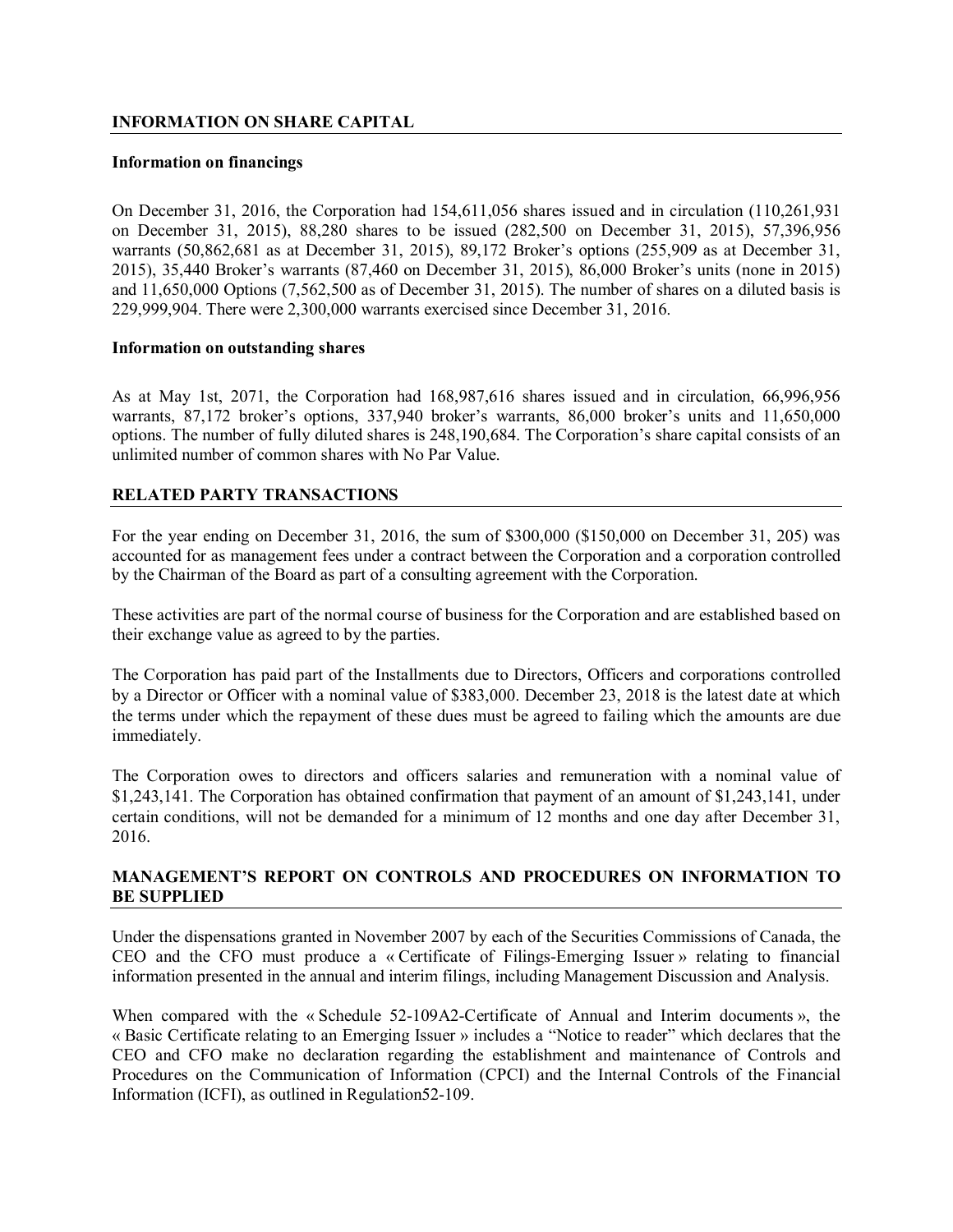## INFORMATION ON SHARE CAPITAL

**Information on financings**

On December 31, 2016, the Corporation had 154,611,056 shares issued and in circulation (110,261,931 on December 31, 2015), 88,280 shares to be issued (282,500 on December 31, 2015), 57,396,956 warrants (50,862,681 as at December 31, 2015), 89,172 Broker's options (255,909 as at December 31, 2015), 35,440 Broker's warrants (87,460 on December 31, 2015), 86,000 Broker's units (none in 2015) and 11,650,000 Options (7,562,500 as of December 31, 2015). The number of shares on a diluted basis is 229,999,904. There were 2,300,000 warrants exercised since December 31, 2016.

**Information on outstanding shares**

As at May 1st, 2071, the Corporation had 168,987,616 shares issued and in circulation, 66,996,956 warrants, 87,172 broker's options, 337,940 broker's warrants, 86,000 broker's units and 11,650,000 options. The number of fully diluted shares is 248,190,684. The Corporation's share capital consists of an unlimited number of common shares with No Par Value.

## RELATED PARTY TRANSACTIONS

For the year ending on December 31, 2016, the sum of $300,000 ($150,000 on December 31, 205) was accounted for as management fees under a contract between the Corporation and a corporation controlled by the Chairman of the Board as part of a consulting agreement with the Corporation.

These activities are part of the normal course of business for the Corporation and are established based on their exchange value as agreed to by the parties.

The Corporation has paid part of the Installments due to Directors, Officers and corporations controlled by a Director or Officer with a nominal value of $383,000. December 23, 2018 is the latest date at which the terms under which the repayment of these dues must be agreed to failing which the amounts are due immediately.

The Corporation owes to directors and officers salaries and remuneration with a nominal value of $1,243,141. The Corporation has obtained confirmation that payment of an amount of $1,243,141, under certain conditions, will not be demanded for a minimum of 12 months and one day after December 31, 2016.

## MANAGEMENT'S REPORT ON CONTROLS AND PROCEDURES ON INFORMATION TO BE SUPPLIED

Under the dispensations granted in November 2007 by each of the Securities Commissions of Canada, the CEO and the CFO must produce a « Certificate of Filings-Emerging Issuer » relating to financial information presented in the annual and interim filings, including Management Discussion and Analysis.

When compared with the « Schedule 52-109A2-Certificate of Annual and Interim documents », the « Basic Certificate relating to an Emerging Issuer » includes a "Notice to reader" which declares that the CEO and CFO make no declaration regarding the establishment and maintenance of Controls and Procedures on the Communication of Information (CPCI) and the Internal Controls of the Financial Information (ICFI), as outlined in Regulation52-109.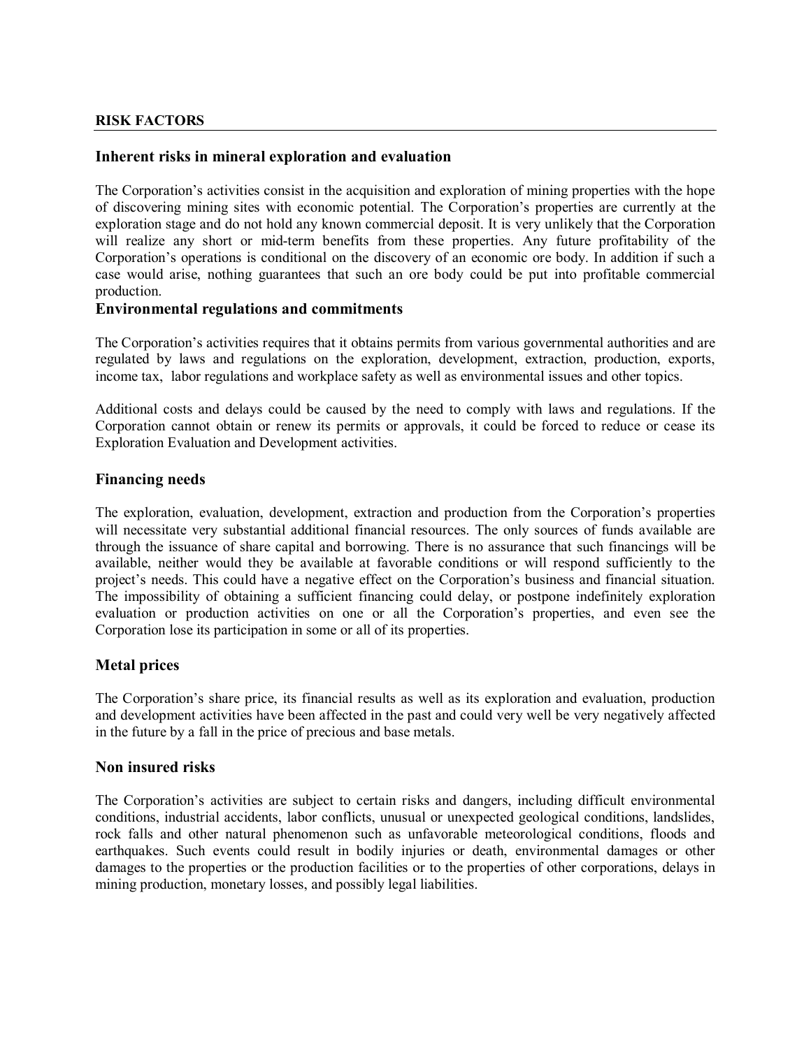## RISK FACTORS

### Inherent risks in mineral exploration and evaluation

The Corporation's activities consist in the acquisition and exploration of mining properties with the hope of discovering mining sites with economic potential. The Corporation's properties are currently at the exploration stage and do not hold any known commercial deposit. It is very unlikely that the Corporation will realize any short or mid-term benefits from these properties. Any future profitability of the Corporation's operations is conditional on the discovery of an economic ore body. In addition if such a case would arise, nothing guarantees that such an ore body could be put into profitable commercial production.

### Environmental regulations and commitments

The Corporation's activities requires that it obtains permits from various governmental authorities and are regulated by laws and regulations on the exploration, development, extraction, production, exports, income tax, labor regulations and workplace safety as well as environmental issues and other topics.

Additional costs and delays could be caused by the need to comply with laws and regulations. If the Corporation cannot obtain or renew its permits or approvals, it could be forced to reduce or cease its Exploration Evaluation and Development activities.

### Financing needs

The exploration, evaluation, development, extraction and production from the Corporation's properties will necessitate very substantial additional financial resources. The only sources of funds available are through the issuance of share capital and borrowing. There is no assurance that such financings will be available, neither would they be available at favorable conditions or will respond sufficiently to the project's needs. This could have a negative effect on the Corporation's business and financial situation. The impossibility of obtaining a sufficient financing could delay, or postpone indefinitely exploration evaluation or production activities on one or all the Corporation's properties, and even see the Corporation lose its participation in some or all of its properties.

### Metal prices

The Corporation's share price, its financial results as well as its exploration and evaluation, production and development activities have been affected in the past and could very well be very negatively affected in the future by a fall in the price of precious and base metals.

### Non insured risks

The Corporation's activities are subject to certain risks and dangers, including difficult environmental conditions, industrial accidents, labor conflicts, unusual or unexpected geological conditions, landslides, rock falls and other natural phenomenon such as unfavorable meteorological conditions, floods and earthquakes. Such events could result in bodily injuries or death, environmental damages or other damages to the properties or the production facilities or to the properties of other corporations, delays in mining production, monetary losses, and possibly legal liabilities.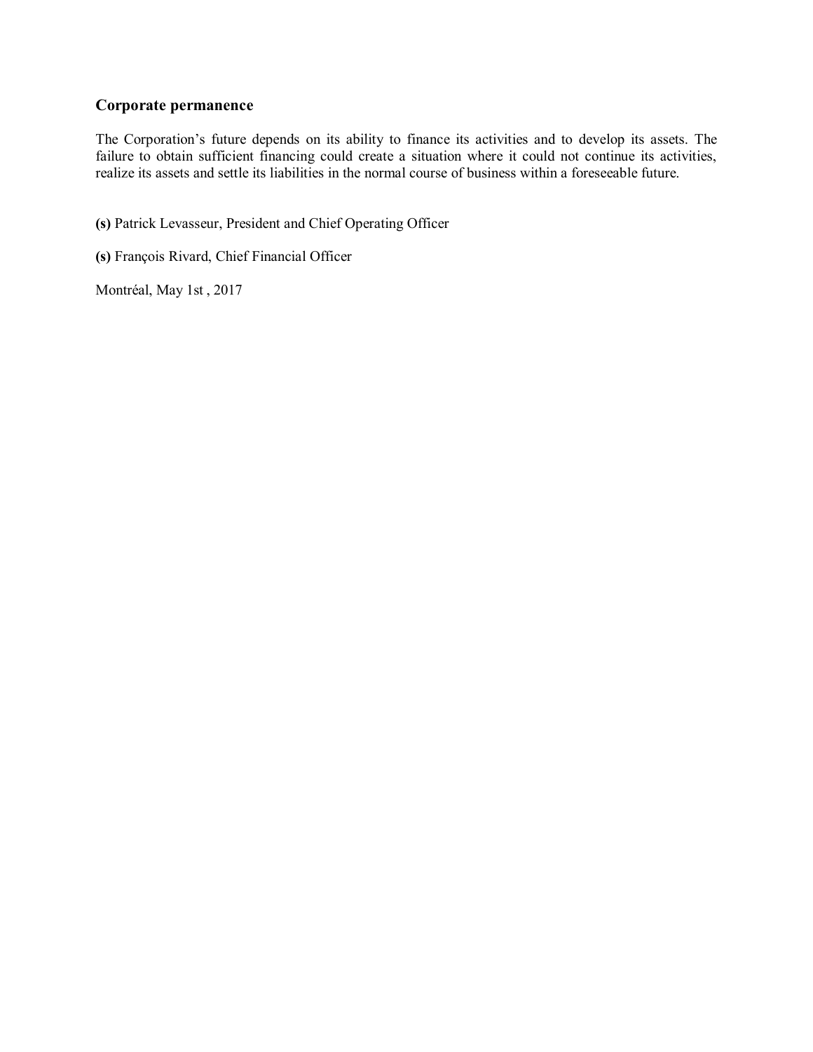## Corporate permanence

The Corporation’s future depends on its ability to finance its activities and to develop its assets. The failure to obtain sufficient financing could create a situation where it could not continue its activities, realize its assets and settle its liabilities in the normal course of business within a foreseeable future.

**(s)** Patrick Levasseur, President and Chief Operating Officer

**(s)** François Rivard, Chief Financial Officer

Montréal, May 1st , 2017